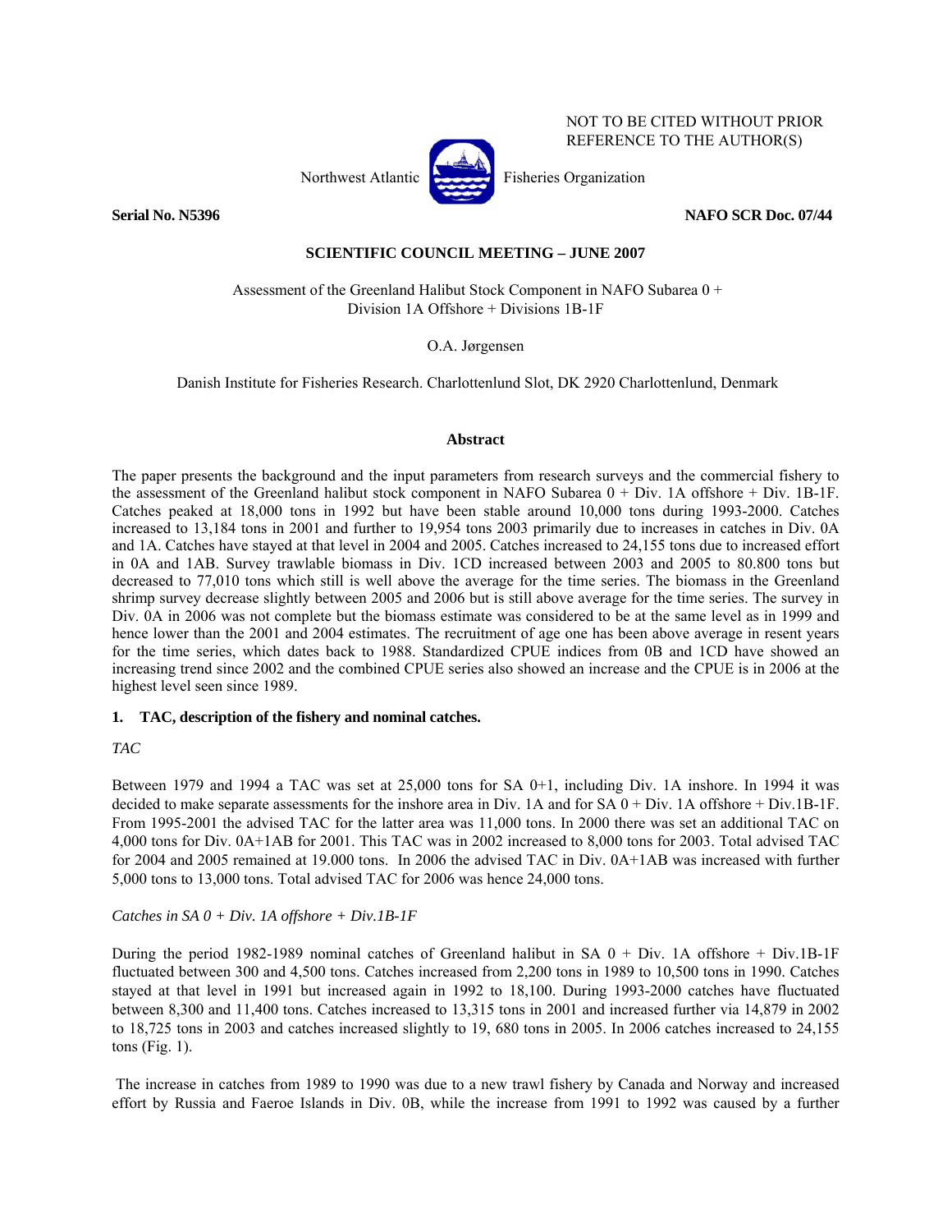NOT TO BE CITED WITHOUT PRIOR REFERENCE TO THE AUTHOR(S)

Northwest Atlantic Fisheries Organization

**Serial No. N5396** **NAFO SCR Doc. 07/44**

**SCIENTIFIC COUNCIL MEETING – JUNE 2007**

Assessment of the Greenland Halibut Stock Component in NAFO Subarea 0 + Division 1A Offshore + Divisions 1B-1F

O.A. Jørgensen

Danish Institute for Fisheries Research. Charlottenlund Slot, DK 2920 Charlottenlund, Denmark

## Abstract

The paper presents the background and the input parameters from research surveys and the commercial fishery to the assessment of the Greenland halibut stock component in NAFO Subarea 0 + Div. 1A offshore + Div. 1B-1F. Catches peaked at 18,000 tons in 1992 but have been stable around 10,000 tons during 1993-2000. Catches increased to 13,184 tons in 2001 and further to 19,954 tons 2003 primarily due to increases in catches in Div. 0A and 1A. Catches have stayed at that level in 2004 and 2005. Catches increased to 24,155 tons due to increased effort in 0A and 1AB. Survey trawlable biomass in Div. 1CD increased between 2003 and 2005 to 80.800 tons but decreased to 77,010 tons which still is well above the average for the time series. The biomass in the Greenland shrimp survey decrease slightly between 2005 and 2006 but is still above average for the time series. The survey in Div. 0A in 2006 was not complete but the biomass estimate was considered to be at the same level as in 1999 and hence lower than the 2001 and 2004 estimates. The recruitment of age one has been above average in resent years for the time series, which dates back to 1988. Standardized CPUE indices from 0B and 1CD have showed an increasing trend since 2002 and the combined CPUE series also showed an increase and the CPUE is in 2006 at the highest level seen since 1989.

### 1. TAC, description of the fishery and nominal catches.

*TAC*

Between 1979 and 1994 a TAC was set at 25,000 tons for SA 0+1, including Div. 1A inshore. In 1994 it was decided to make separate assessments for the inshore area in Div. 1A and for SA 0 + Div. 1A offshore + Div.1B-1F. From 1995-2001 the advised TAC for the latter area was 11,000 tons. In 2000 there was set an additional TAC on 4,000 tons for Div. 0A+1AB for 2001. This TAC was in 2002 increased to 8,000 tons for 2003. Total advised TAC for 2004 and 2005 remained at 19.000 tons. In 2006 the advised TAC in Div. 0A+1AB was increased with further 5,000 tons to 13,000 tons. Total advised TAC for 2006 was hence 24,000 tons.

*Catches in SA 0 + Div. 1A offshore + Div.1B-1F*

During the period 1982-1989 nominal catches of Greenland halibut in SA 0 + Div. 1A offshore + Div.1B-1F fluctuated between 300 and 4,500 tons. Catches increased from 2,200 tons in 1989 to 10,500 tons in 1990. Catches stayed at that level in 1991 but increased again in 1992 to 18,100. During 1993-2000 catches have fluctuated between 8,300 and 11,400 tons. Catches increased to 13,315 tons in 2001 and increased further via 14,879 in 2002 to 18,725 tons in 2003 and catches increased slightly to 19, 680 tons in 2005. In 2006 catches increased to 24,155 tons (Fig. 1).

The increase in catches from 1989 to 1990 was due to a new trawl fishery by Canada and Norway and increased effort by Russia and Faeroe Islands in Div. 0B, while the increase from 1991 to 1992 was caused by a further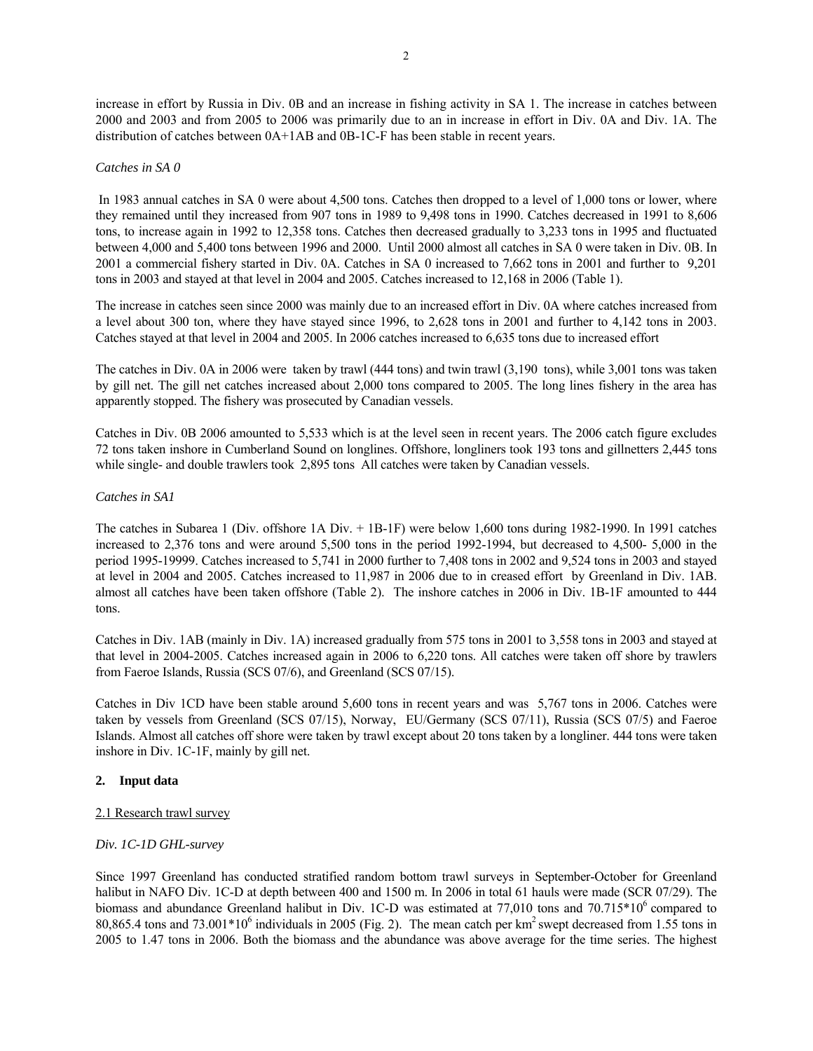increase in effort by Russia in Div. 0B and an increase in fishing activity in SA 1. The increase in catches between 2000 and 2003 and from 2005 to 2006 was primarily due to an in increase in effort in Div. 0A and Div. 1A. The distribution of catches between 0A+1AB and 0B-1C-F has been stable in recent years.

*Catches in SA 0*

In 1983 annual catches in SA 0 were about 4,500 tons. Catches then dropped to a level of 1,000 tons or lower, where they remained until they increased from 907 tons in 1989 to 9,498 tons in 1990. Catches decreased in 1991 to 8,606 tons, to increase again in 1992 to 12,358 tons. Catches then decreased gradually to 3,233 tons in 1995 and fluctuated between 4,000 and 5,400 tons between 1996 and 2000. Until 2000 almost all catches in SA 0 were taken in Div. 0B. In 2001 a commercial fishery started in Div. 0A. Catches in SA 0 increased to 7,662 tons in 2001 and further to 9,201 tons in 2003 and stayed at that level in 2004 and 2005. Catches increased to 12,168 in 2006 (Table 1).

The increase in catches seen since 2000 was mainly due to an increased effort in Div. 0A where catches increased from a level about 300 ton, where they have stayed since 1996, to 2,628 tons in 2001 and further to 4,142 tons in 2003. Catches stayed at that level in 2004 and 2005. In 2006 catches increased to 6,635 tons due to increased effort

The catches in Div. 0A in 2006 were taken by trawl (444 tons) and twin trawl (3,190 tons), while 3,001 tons was taken by gill net. The gill net catches increased about 2,000 tons compared to 2005. The long lines fishery in the area has apparently stopped. The fishery was prosecuted by Canadian vessels.

Catches in Div. 0B 2006 amounted to 5,533 which is at the level seen in recent years. The 2006 catch figure excludes 72 tons taken inshore in Cumberland Sound on longlines. Offshore, longliners took 193 tons and gillnetters 2,445 tons while single- and double trawlers took 2,895 tons All catches were taken by Canadian vessels.

*Catches in SA1*

The catches in Subarea 1 (Div. offshore 1A Div. + 1B-1F) were below 1,600 tons during 1982-1990. In 1991 catches increased to 2,376 tons and were around 5,500 tons in the period 1992-1994, but decreased to 4,500- 5,000 in the period 1995-19999. Catches increased to 5,741 in 2000 further to 7,408 tons in 2002 and 9,524 tons in 2003 and stayed at level in 2004 and 2005. Catches increased to 11,987 in 2006 due to in creased effort by Greenland in Div. 1AB. almost all catches have been taken offshore (Table 2). The inshore catches in 2006 in Div. 1B-1F amounted to 444 tons.

Catches in Div. 1AB (mainly in Div. 1A) increased gradually from 575 tons in 2001 to 3,558 tons in 2003 and stayed at that level in 2004-2005. Catches increased again in 2006 to 6,220 tons. All catches were taken off shore by trawlers from Faeroe Islands, Russia (SCS 07/6), and Greenland (SCS 07/15).

Catches in Div 1CD have been stable around 5,600 tons in recent years and was 5,767 tons in 2006. Catches were taken by vessels from Greenland (SCS 07/15), Norway, EU/Germany (SCS 07/11), Russia (SCS 07/5) and Faeroe Islands. Almost all catches off shore were taken by trawl except about 20 tons taken by a longliner. 444 tons were taken inshore in Div. 1C-1F, mainly by gill net.

## 2. Input data

### 2.1 Research trawl survey

*Div. 1C-1D GHL-survey*

Since 1997 Greenland has conducted stratified random bottom trawl surveys in September-October for Greenland halibut in NAFO Div. 1C-D at depth between 400 and 1500 m. In 2006 in total 61 hauls were made (SCR 07/29). The biomass and abundance Greenland halibut in Div. 1C-D was estimated at 77,010 tons and $70.715*10^6$ compared to 80,865.4 tons and $73.001*10^6$ individuals in 2005 (Fig. 2). The mean catch per $km^2$ swept decreased from 1.55 tons in 2005 to 1.47 tons in 2006. Both the biomass and the abundance was above average for the time series. The highest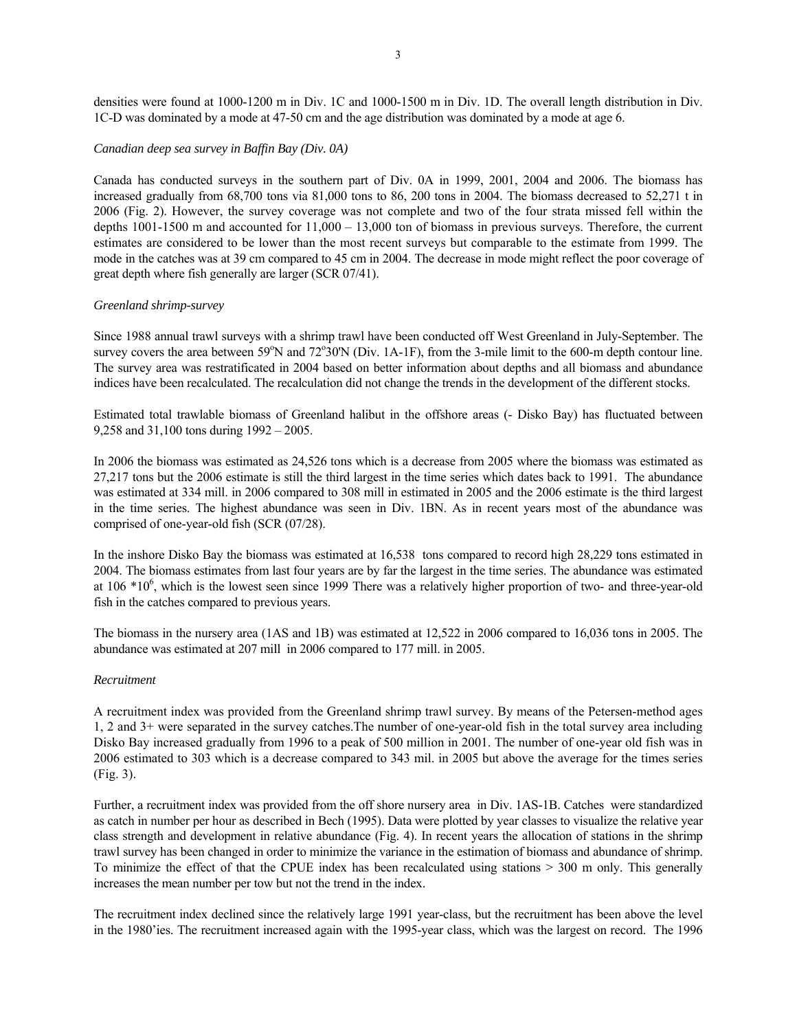densities were found at 1000-1200 m in Div. 1C and 1000-1500 m in Div. 1D. The overall length distribution in Div. 1C-D was dominated by a mode at 47-50 cm and the age distribution was dominated by a mode at age 6.

*Canadian deep sea survey in Baffin Bay (Div. 0A)*

Canada has conducted surveys in the southern part of Div. 0A in 1999, 2001, 2004 and 2006. The biomass has increased gradually from 68,700 tons via 81,000 tons to 86, 200 tons in 2004. The biomass decreased to 52,271 t in 2006 (Fig. 2). However, the survey coverage was not complete and two of the four strata missed fell within the depths 1001-1500 m and accounted for 11,000 – 13,000 ton of biomass in previous surveys. Therefore, the current estimates are considered to be lower than the most recent surveys but comparable to the estimate from 1999. The mode in the catches was at 39 cm compared to 45 cm in 2004. The decrease in mode might reflect the poor coverage of great depth where fish generally are larger (SCR 07/41).

*Greenland shrimp-survey*

Since 1988 annual trawl surveys with a shrimp trawl have been conducted off West Greenland in July-September. The survey covers the area between 59°N and 72°30'N (Div. 1A-1F), from the 3-mile limit to the 600-m depth contour line. The survey area was restratificated in 2004 based on better information about depths and all biomass and abundance indices have been recalculated. The recalculation did not change the trends in the development of the different stocks.

Estimated total trawlable biomass of Greenland halibut in the offshore areas (- Disko Bay) has fluctuated between 9,258 and 31,100 tons during 1992 – 2005.

In 2006 the biomass was estimated as 24,526 tons which is a decrease from 2005 where the biomass was estimated as 27,217 tons but the 2006 estimate is still the third largest in the time series which dates back to 1991. The abundance was estimated at 334 mill. in 2006 compared to 308 mill in estimated in 2005 and the 2006 estimate is the third largest in the time series. The highest abundance was seen in Div. 1BN. As in recent years most of the abundance was comprised of one-year-old fish (SCR (07/28).

In the inshore Disko Bay the biomass was estimated at 16,538 tons compared to record high 28,229 tons estimated in 2004. The biomass estimates from last four years are by far the largest in the time series. The abundance was estimated at 106 $*10^6$, which is the lowest seen since 1999 There was a relatively higher proportion of two- and three-year-old fish in the catches compared to previous years.

The biomass in the nursery area (1AS and 1B) was estimated at 12,522 in 2006 compared to 16,036 tons in 2005. The abundance was estimated at 207 mill in 2006 compared to 177 mill. in 2005.

*Recruitment*

A recruitment index was provided from the Greenland shrimp trawl survey. By means of the Petersen-method ages 1, 2 and 3+ were separated in the survey catches.The number of one-year-old fish in the total survey area including Disko Bay increased gradually from 1996 to a peak of 500 million in 2001. The number of one-year old fish was in 2006 estimated to 303 which is a decrease compared to 343 mil. in 2005 but above the average for the times series (Fig. 3).

Further, a recruitment index was provided from the off shore nursery area in Div. 1AS-1B. Catches were standardized as catch in number per hour as described in Bech (1995). Data were plotted by year classes to visualize the relative year class strength and development in relative abundance (Fig. 4). In recent years the allocation of stations in the shrimp trawl survey has been changed in order to minimize the variance in the estimation of biomass and abundance of shrimp. To minimize the effect of that the CPUE index has been recalculated using stations > 300 m only. This generally increases the mean number per tow but not the trend in the index.

The recruitment index declined since the relatively large 1991 year-class, but the recruitment has been above the level in the 1980'ies. The recruitment increased again with the 1995-year class, which was the largest on record. The 1996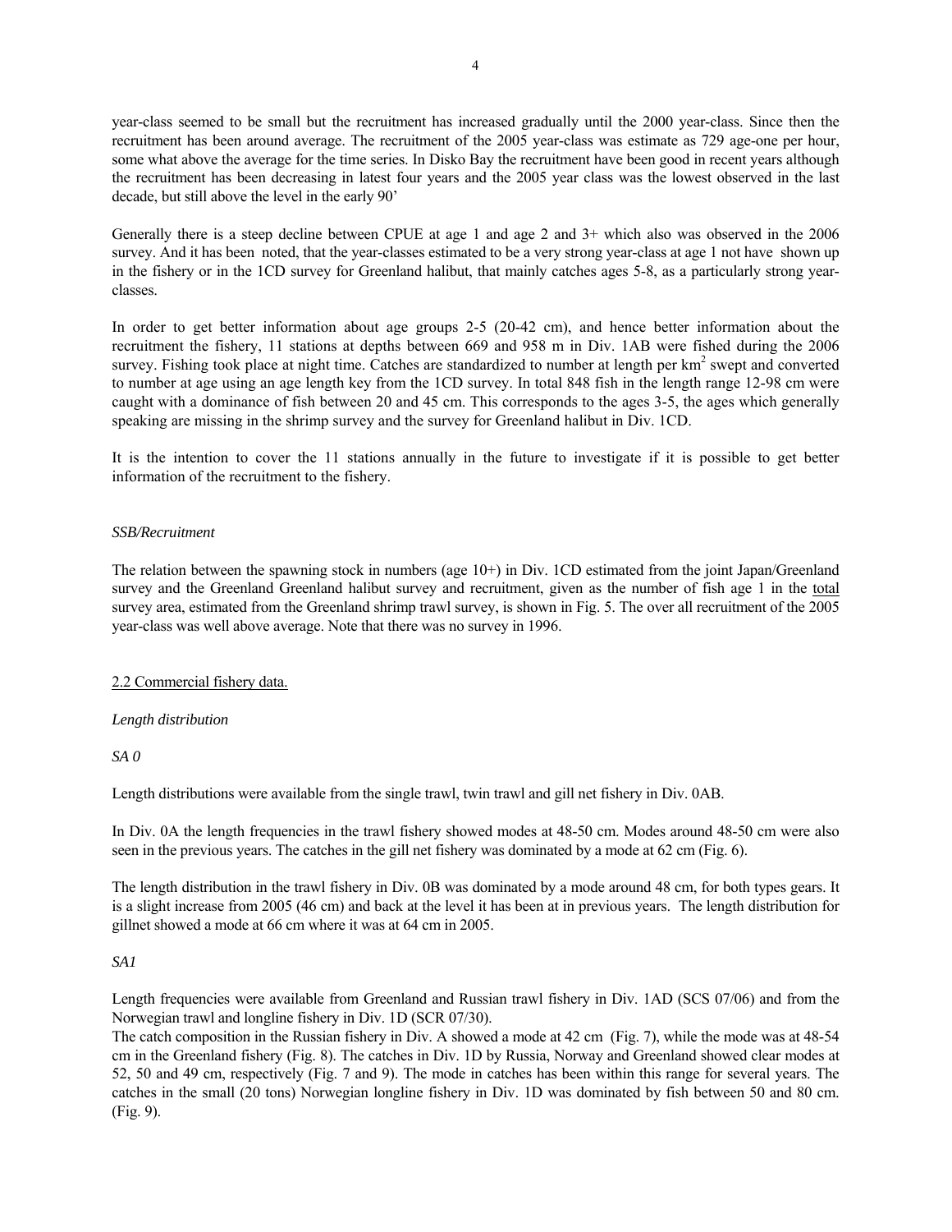year-class seemed to be small but the recruitment has increased gradually until the 2000 year-class. Since then the recruitment has been around average. The recruitment of the 2005 year-class was estimate as 729 age-one per hour, some what above the average for the time series. In Disko Bay the recruitment have been good in recent years although the recruitment has been decreasing in latest four years and the 2005 year class was the lowest observed in the last decade, but still above the level in the early 90'

Generally there is a steep decline between CPUE at age 1 and age 2 and 3+ which also was observed in the 2006 survey. And it has been noted, that the year-classes estimated to be a very strong year-class at age 1 not have shown up in the fishery or in the 1CD survey for Greenland halibut, that mainly catches ages 5-8, as a particularly strong year-classes.

In order to get better information about age groups 2-5 (20-42 cm), and hence better information about the recruitment the fishery, 11 stations at depths between 669 and 958 m in Div. 1AB were fished during the 2006 survey. Fishing took place at night time. Catches are standardized to number at length per km$^2$ swept and converted to number at age using an age length key from the 1CD survey. In total 848 fish in the length range 12-98 cm were caught with a dominance of fish between 20 and 45 cm. This corresponds to the ages 3-5, the ages which generally speaking are missing in the shrimp survey and the survey for Greenland halibut in Div. 1CD.

It is the intention to cover the 11 stations annually in the future to investigate if it is possible to get better information of the recruitment to the fishery.

*SSB/Recruitment*

The relation between the spawning stock in numbers (age 10+) in Div. 1CD estimated from the joint Japan/Greenland survey and the Greenland Greenland halibut survey and recruitment, given as the number of fish age 1 in the total survey area, estimated from the Greenland shrimp trawl survey, is shown in Fig. 5. The over all recruitment of the 2005 year-class was well above average. Note that there was no survey in 1996.

2.2 Commercial fishery data.

*Length distribution*

*SA 0*

Length distributions were available from the single trawl, twin trawl and gill net fishery in Div. 0AB.

In Div. 0A the length frequencies in the trawl fishery showed modes at 48-50 cm. Modes around 48-50 cm were also seen in the previous years. The catches in the gill net fishery was dominated by a mode at 62 cm (Fig. 6).

The length distribution in the trawl fishery in Div. 0B was dominated by a mode around 48 cm, for both types gears. It is a slight increase from 2005 (46 cm) and back at the level it has been at in previous years. The length distribution for gillnet showed a mode at 66 cm where it was at 64 cm in 2005.

*SA1*

Length frequencies were available from Greenland and Russian trawl fishery in Div. 1AD (SCS 07/06) and from the Norwegian trawl and longline fishery in Div. 1D (SCR 07/30).
The catch composition in the Russian fishery in Div. A showed a mode at 42 cm (Fig. 7), while the mode was at 48-54 cm in the Greenland fishery (Fig. 8). The catches in Div. 1D by Russia, Norway and Greenland showed clear modes at 52, 50 and 49 cm, respectively (Fig. 7 and 9). The mode in catches has been within this range for several years. The catches in the small (20 tons) Norwegian longline fishery in Div. 1D was dominated by fish between 50 and 80 cm. (Fig. 9).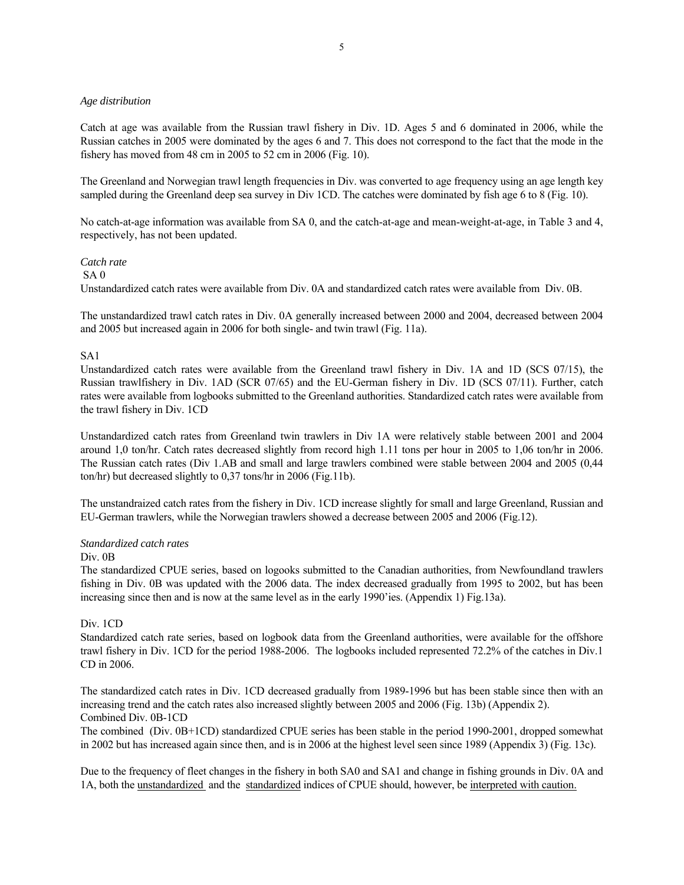*Age distribution*

Catch at age was available from the Russian trawl fishery in Div. 1D. Ages 5 and 6 dominated in 2006, while the Russian catches in 2005 were dominated by the ages 6 and 7. This does not correspond to the fact that the mode in the fishery has moved from 48 cm in 2005 to 52 cm in 2006 (Fig. 10).

The Greenland and Norwegian trawl length frequencies in Div. was converted to age frequency using an age length key sampled during the Greenland deep sea survey in Div 1CD. The catches were dominated by fish age 6 to 8 (Fig. 10).

No catch-at-age information was available from SA 0, and the catch-at-age and mean-weight-at-age, in Table 3 and 4, respectively, has not been updated.

*Catch rate*

SA 0

Unstandardized catch rates were available from Div. 0A and standardized catch rates were available from Div. 0B.

The unstandardized trawl catch rates in Div. 0A generally increased between 2000 and 2004, decreased between 2004 and 2005 but increased again in 2006 for both single- and twin trawl (Fig. 11a).

SA1

Unstandardized catch rates were available from the Greenland trawl fishery in Div. 1A and 1D (SCS 07/15), the Russian trawlfishery in Div. 1AD (SCR 07/65) and the EU-German fishery in Div. 1D (SCS 07/11). Further, catch rates were available from logbooks submitted to the Greenland authorities. Standardized catch rates were available from the trawl fishery in Div. 1CD

Unstandardized catch rates from Greenland twin trawlers in Div 1A were relatively stable between 2001 and 2004 around 1,0 ton/hr. Catch rates decreased slightly from record high 1.11 tons per hour in 2005 to 1,06 ton/hr in 2006. The Russian catch rates (Div 1.AB and small and large trawlers combined were stable between 2004 and 2005 (0,44 ton/hr) but decreased slightly to 0,37 tons/hr in 2006 (Fig.11b).

The unstandraized catch rates from the fishery in Div. 1CD increase slightly for small and large Greenland, Russian and EU-German trawlers, while the Norwegian trawlers showed a decrease between 2005 and 2006 (Fig.12).

*Standardized catch rates*

Div. 0B

The standardized CPUE series, based on logooks submitted to the Canadian authorities, from Newfoundland trawlers fishing in Div. 0B was updated with the 2006 data. The index decreased gradually from 1995 to 2002, but has been increasing since then and is now at the same level as in the early 1990'ies. (Appendix 1) Fig.13a).

Div. 1CD

Standardized catch rate series, based on logbook data from the Greenland authorities, were available for the offshore trawl fishery in Div. 1CD for the period 1988-2006. The logbooks included represented 72.2% of the catches in Div.1 CD in 2006.

The standardized catch rates in Div. 1CD decreased gradually from 1989-1996 but has been stable since then with an increasing trend and the catch rates also increased slightly between 2005 and 2006 (Fig. 13b) (Appendix 2).

Combined Div. 0B-1CD

The combined (Div. 0B+1CD) standardized CPUE series has been stable in the period 1990-2001, dropped somewhat in 2002 but has increased again since then, and is in 2006 at the highest level seen since 1989 (Appendix 3) (Fig. 13c).

Due to the frequency of fleet changes in the fishery in both SA0 and SA1 and change in fishing grounds in Div. 0A and 1A, both the <u>unstandardized</u> and the <u>standardized</u> indices of CPUE should, however, be <u>interpreted with caution.</u>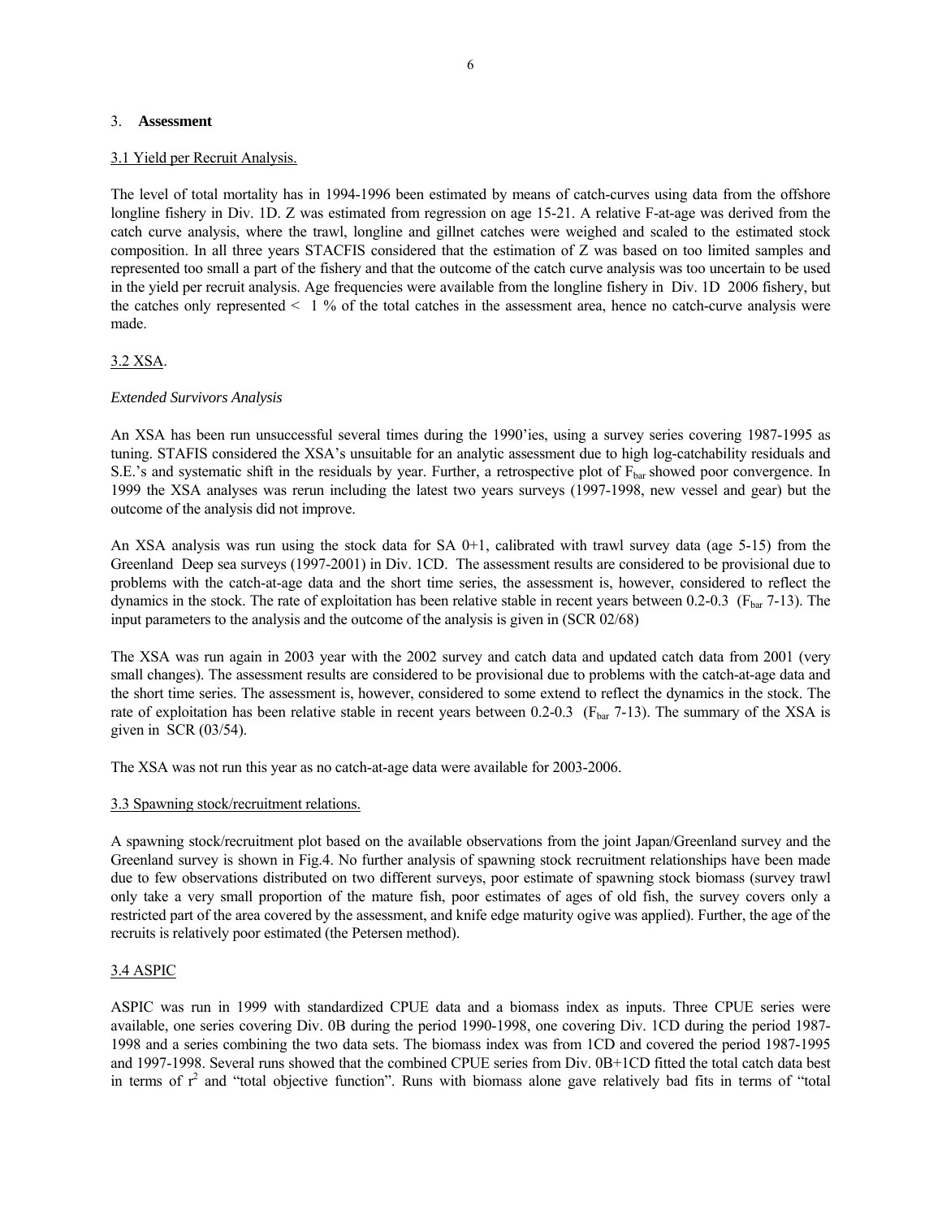## 3. **Assessment**

### 3.1 Yield per Recruit Analysis.

The level of total mortality has in 1994-1996 been estimated by means of catch-curves using data from the offshore longline fishery in Div. 1D. Z was estimated from regression on age 15-21. A relative F-at-age was derived from the catch curve analysis, where the trawl, longline and gillnet catches were weighed and scaled to the estimated stock composition. In all three years STACFIS considered that the estimation of Z was based on too limited samples and represented too small a part of the fishery and that the outcome of the catch curve analysis was too uncertain to be used in the yield per recruit analysis. Age frequencies were available from the longline fishery in Div. 1D 2006 fishery, but the catches only represented < 1 % of the total catches in the assessment area, hence no catch-curve analysis were made.

### 3.2 XSA.

*Extended Survivors Analysis*

An XSA has been run unsuccessful several times during the 1990'ies, using a survey series covering 1987-1995 as tuning. STAFIS considered the XSA's unsuitable for an analytic assessment due to high log-catchability residuals and S.E.'s and systematic shift in the residuals by year. Further, a retrospective plot of $F_{bar}$ showed poor convergence. In 1999 the XSA analyses was rerun including the latest two years surveys (1997-1998, new vessel and gear) but the outcome of the analysis did not improve.

An XSA analysis was run using the stock data for SA 0+1, calibrated with trawl survey data (age 5-15) from the Greenland Deep sea surveys (1997-2001) in Div. 1CD. The assessment results are considered to be provisional due to problems with the catch-at-age data and the short time series, the assessment is, however, considered to reflect the dynamics in the stock. The rate of exploitation has been relative stable in recent years between 0.2-0.3 ($F_{bar}$ 7-13). The input parameters to the analysis and the outcome of the analysis is given in (SCR 02/68)

The XSA was run again in 2003 year with the 2002 survey and catch data and updated catch data from 2001 (very small changes). The assessment results are considered to be provisional due to problems with the catch-at-age data and the short time series. The assessment is, however, considered to some extend to reflect the dynamics in the stock. The rate of exploitation has been relative stable in recent years between 0.2-0.3 ($F_{bar}$ 7-13). The summary of the XSA is given in SCR (03/54).

The XSA was not run this year as no catch-at-age data were available for 2003-2006.

### 3.3 Spawning stock/recruitment relations.

A spawning stock/recruitment plot based on the available observations from the joint Japan/Greenland survey and the Greenland survey is shown in Fig.4. No further analysis of spawning stock recruitment relationships have been made due to few observations distributed on two different surveys, poor estimate of spawning stock biomass (survey trawl only take a very small proportion of the mature fish, poor estimates of ages of old fish, the survey covers only a restricted part of the area covered by the assessment, and knife edge maturity ogive was applied). Further, the age of the recruits is relatively poor estimated (the Petersen method).

### 3.4 ASPIC

ASPIC was run in 1999 with standardized CPUE data and a biomass index as inputs. Three CPUE series were available, one series covering Div. 0B during the period 1990-1998, one covering Div. 1CD during the period 1987-1998 and a series combining the two data sets. The biomass index was from 1CD and covered the period 1987-1995 and 1997-1998. Several runs showed that the combined CPUE series from Div. 0B+1CD fitted the total catch data best in terms of $r^2$ and "total objective function". Runs with biomass alone gave relatively bad fits in terms of "total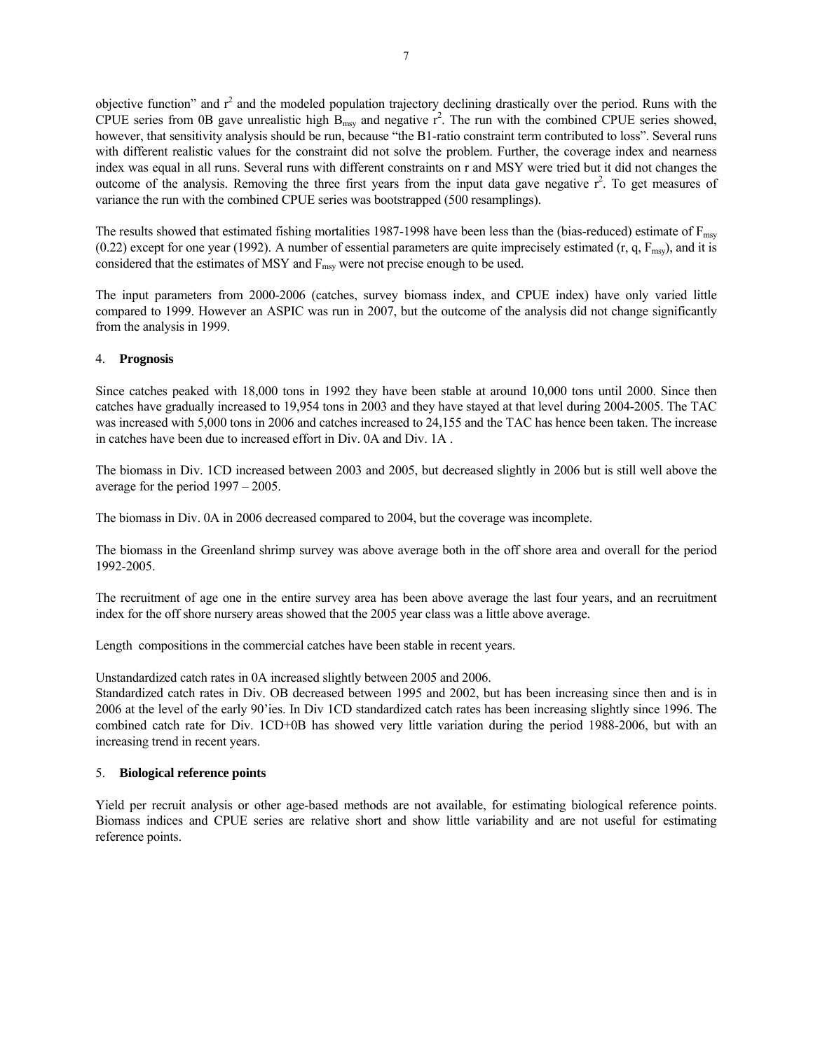objective function" and $r^2$ and the modeled population trajectory declining drastically over the period. Runs with the CPUE series from 0B gave unrealistic high $B_{msy}$ and negative $r^2$. The run with the combined CPUE series showed, however, that sensitivity analysis should be run, because "the B1-ratio constraint term contributed to loss". Several runs with different realistic values for the constraint did not solve the problem. Further, the coverage index and nearness index was equal in all runs. Several runs with different constraints on r and MSY were tried but it did not changes the outcome of the analysis. Removing the three first years from the input data gave negative $r^2$. To get measures of variance the run with the combined CPUE series was bootstrapped (500 resamplings).

The results showed that estimated fishing mortalities 1987-1998 have been less than the (bias-reduced) estimate of $F_{msy}$ (0.22) except for one year (1992). A number of essential parameters are quite imprecisely estimated (r, q, $F_{msy}$), and it is considered that the estimates of MSY and $F_{msy}$ were not precise enough to be used.

The input parameters from 2000-2006 (catches, survey biomass index, and CPUE index) have only varied little compared to 1999. However an ASPIC was run in 2007, but the outcome of the analysis did not change significantly from the analysis in 1999.

## 4. **Prognosis**

Since catches peaked with 18,000 tons in 1992 they have been stable at around 10,000 tons until 2000. Since then catches have gradually increased to 19,954 tons in 2003 and they have stayed at that level during 2004-2005. The TAC was increased with 5,000 tons in 2006 and catches increased to 24,155 and the TAC has hence been taken. The increase in catches have been due to increased effort in Div. 0A and Div. 1A .

The biomass in Div. 1CD increased between 2003 and 2005, but decreased slightly in 2006 but is still well above the average for the period 1997 – 2005.

The biomass in Div. 0A in 2006 decreased compared to 2004, but the coverage was incomplete.

The biomass in the Greenland shrimp survey was above average both in the off shore area and overall for the period 1992-2005.

The recruitment of age one in the entire survey area has been above average the last four years, and an recruitment index for the off shore nursery areas showed that the 2005 year class was a little above average.

Length compositions in the commercial catches have been stable in recent years.

Unstandardized catch rates in 0A increased slightly between 2005 and 2006.
Standardized catch rates in Div. OB decreased between 1995 and 2002, but has been increasing since then and is in 2006 at the level of the early 90'ies. In Div 1CD standardized catch rates has been increasing slightly since 1996. The combined catch rate for Div. 1CD+0B has showed very little variation during the period 1988-2006, but with an increasing trend in recent years.

## 5. **Biological reference points**

Yield per recruit analysis or other age-based methods are not available, for estimating biological reference points. Biomass indices and CPUE series are relative short and show little variability and are not useful for estimating reference points.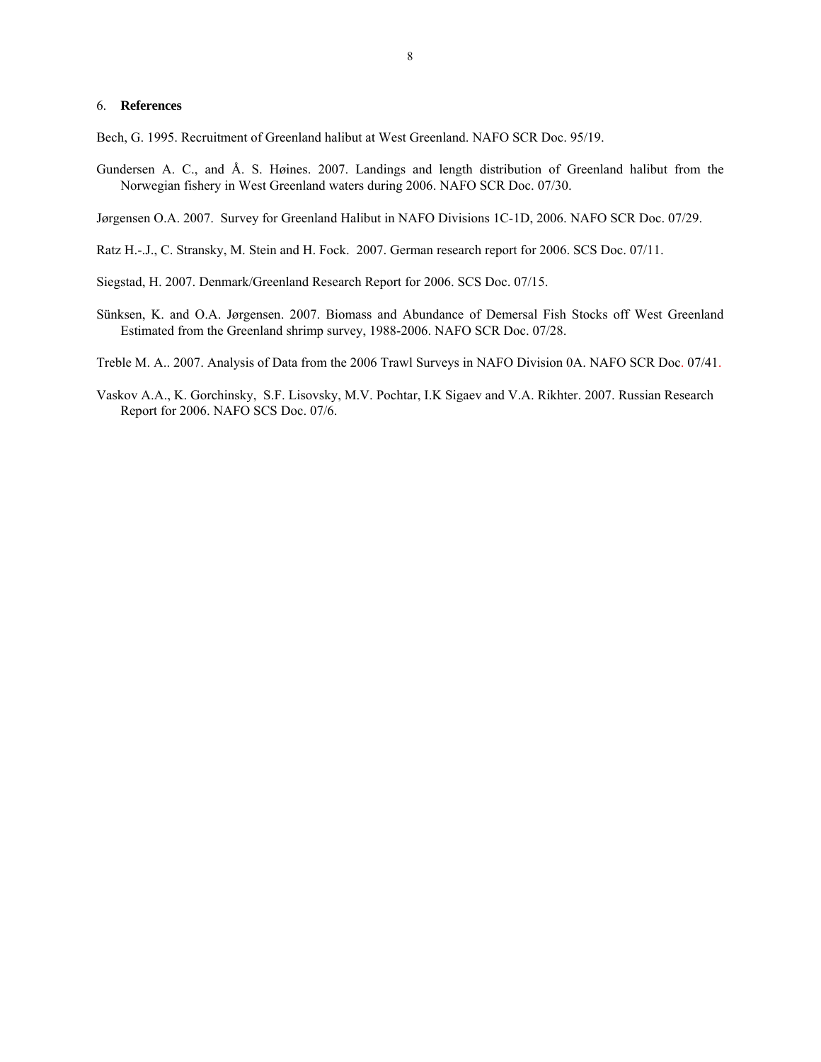## 6. **References**

Bech, G. 1995. Recruitment of Greenland halibut at West Greenland. NAFO SCR Doc. 95/19.

Gundersen A. C., and Å. S. Høines. 2007. Landings and length distribution of Greenland halibut from the Norwegian fishery in West Greenland waters during 2006. NAFO SCR Doc. 07/30.

Jørgensen O.A. 2007. Survey for Greenland Halibut in NAFO Divisions 1C-1D, 2006. NAFO SCR Doc. 07/29.

Ratz H.-.J., C. Stransky, M. Stein and H. Fock. 2007. German research report for 2006. SCS Doc. 07/11.

Siegstad, H. 2007. Denmark/Greenland Research Report for 2006. SCS Doc. 07/15.

Sünksen, K. and O.A. Jørgensen. 2007. Biomass and Abundance of Demersal Fish Stocks off West Greenland Estimated from the Greenland shrimp survey, 1988-2006. NAFO SCR Doc. 07/28.

Treble M. A.. 2007. Analysis of Data from the 2006 Trawl Surveys in NAFO Division 0A. NAFO SCR Doc. 07/41.

Vaskov A.A., K. Gorchinsky, S.F. Lisovsky, M.V. Pochtar, I.K Sigaev and V.A. Rikhter. 2007. Russian Research Report for 2006. NAFO SCS Doc. 07/6.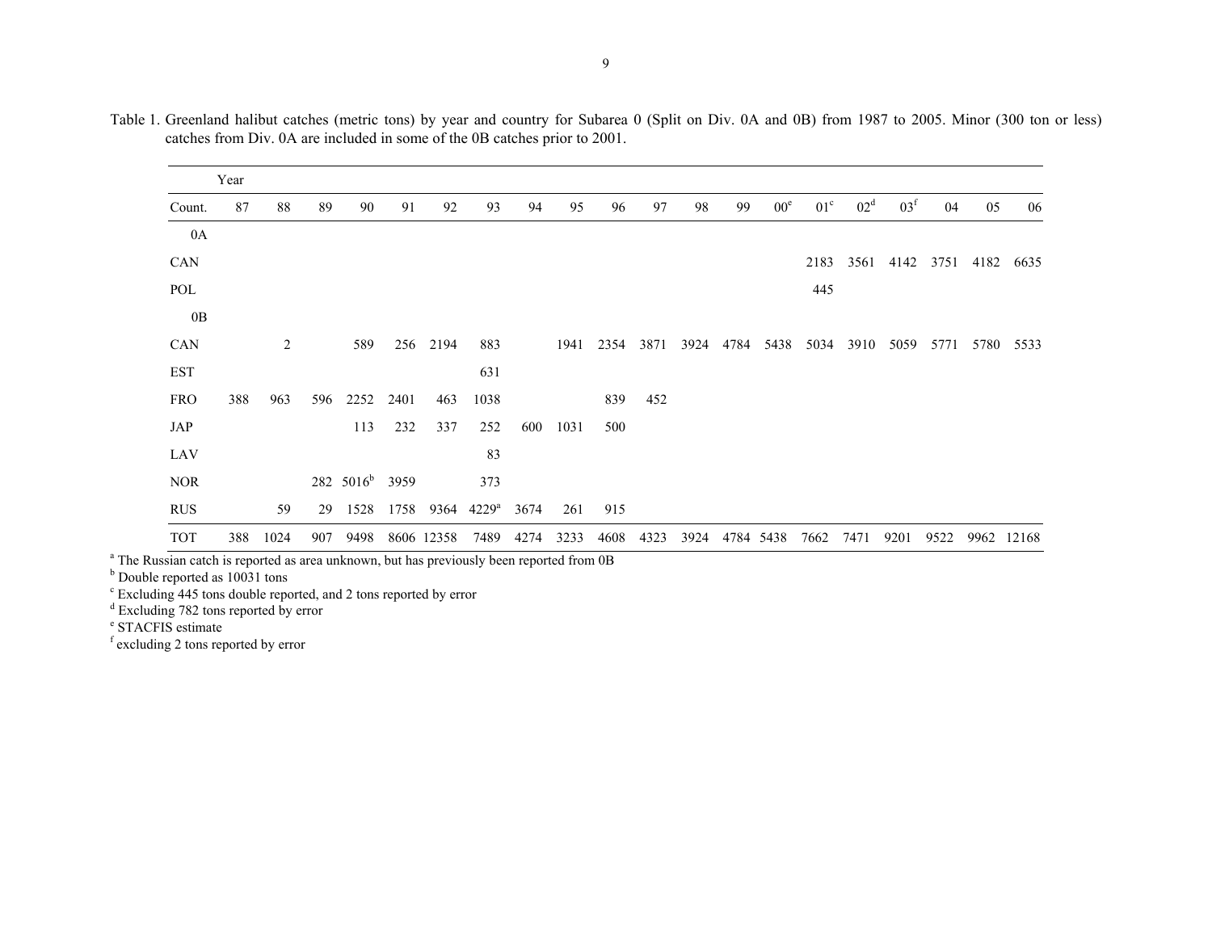Table 1. Greenland halibut catches (metric tons) by year and country for Subarea 0 (Split on Div. 0A and 0B) from 1987 to 2005. Minor (300 ton or less) catches from Div. 0A are included in some of the 0B catches prior to 2001.

| Count. | 87 | 88 | 89 | 90 | 91 | 92 | 93 | 94 | 95 | 96 | 97 | 98 | 99 | 00[e] | 01[c] | 02[d] | 03[f] | 04 | 05 | 06 |
|---|---|---|---|---|---|---|---|---|---|---|---|---|---|---|---|---|---|---|---|---|
| 0A | | | | | | | | | | | | | | | | | | | | |
| CAN | | | | | | | | | | | | | | | 2183 | 3561 | 4142 | 3751 | 4182 | 6635 |
| POL | | | | | | | | | | | | | | | 445 | | | | | |
| 0B | | | | | | | | | | | | | | | | | | | | |
| CAN | | 2 | | 589 | 256 | 2194 | 883 | | 1941 | 2354 | 3871 | 3924 | 4784 | 5438 | 5034 | 3910 | 5059 | 5771 | 5780 | 5533 |
| EST | | | | | | | 631 | | | | | | | | | | | | | |
| FRO | 388 | 963 | 596 | 2252 | 2401 | 463 | 1038 | | | 839 | 452 | | | | | | | | | |
| JAP | | | | 113 | 232 | 337 | 252 | 600 | 1031 | 500 | | | | | | | | | | |
| LAV | | | | | | | 83 | | | | | | | | | | | | | |
| NOR | | | 282 | 5016[b] | 3959 | | 373 | | | | | | | | | | | | | |
| RUS | | 59 | 29 | 1528 | 1758 | 9364 | 4229[a] | 3674 | 261 | 915 | | | | | | | | | | |
| TOT | 388 | 1024 | 907 | 9498 | 8606 | 12358 | 7489 | 4274 | 3233 | 4608 | 4323 | 3924 | 4784 | 5438 | 7662 | 7471 | 9201 | 9522 | 9962 | 12168 |

[a] The Russian catch is reported as area unknown, but has previously been reported from 0B
[b] Double reported as 10031 tons
[c] Excluding 445 tons double reported, and 2 tons reported by error
[d] Excluding 782 tons reported by error
[e] STACFIS estimate
[f] excluding 2 tons reported by error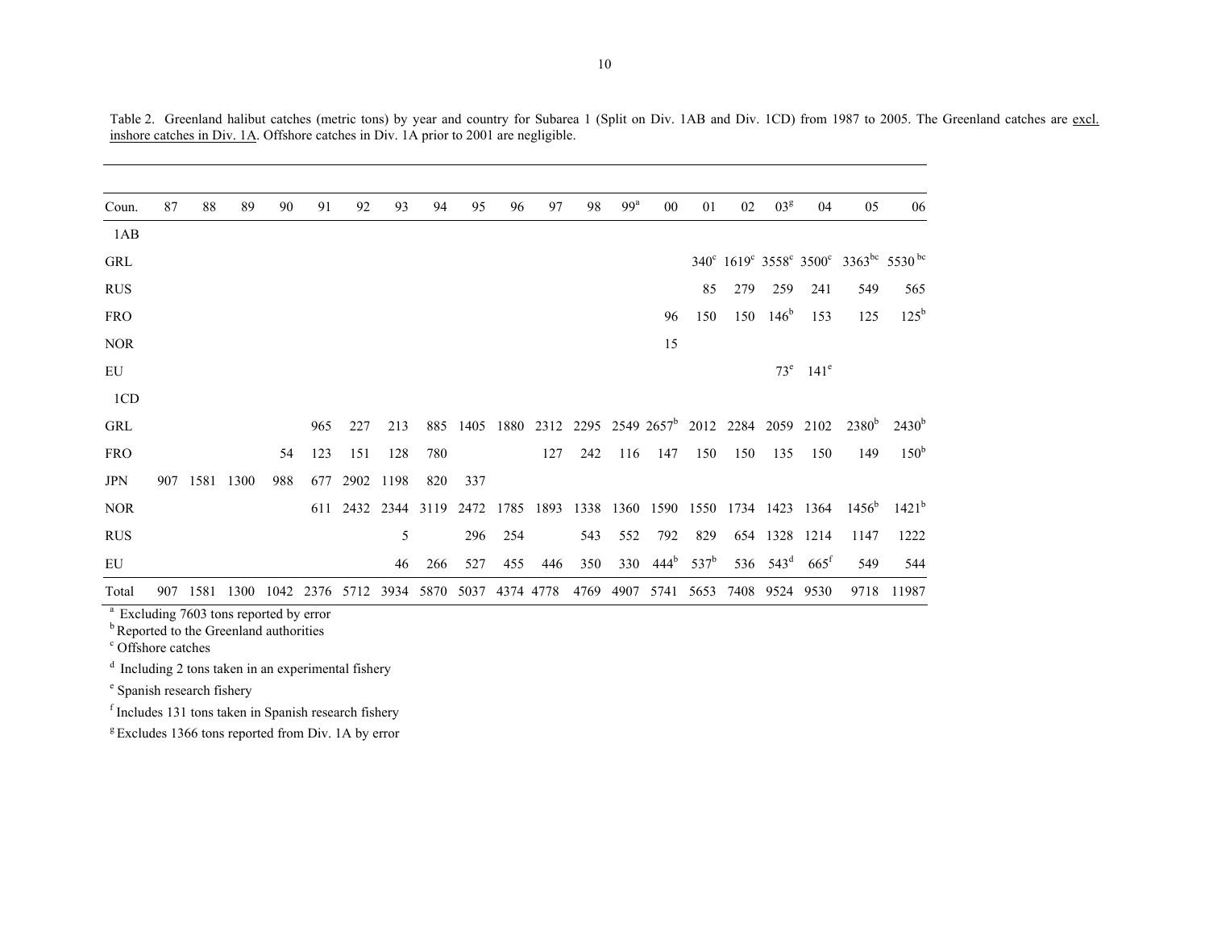Table 2. Greenland halibut catches (metric tons) by year and country for Subarea 1 (Split on Div. 1AB and Div. 1CD) from 1987 to 2005. The Greenland catches are excl. inshore catches in Div. 1A. Offshore catches in Div. 1A prior to 2001 are negligible.

| Coun. | 87 | 88 | 89 | 90 | 91 | 92 | 93 | 94 | 95 | 96 | 97 | 98 | 99[a] | 00 | 01 | 02 | 03[g] | 04 | 05 | 06 |
|---|---|---|---|---|---|---|---|---|---|---|---|---|---|---|---|---|---|---|---|---|
| 1AB | | | | | | | | | | | | | | | | | | | | |
| GRL | | | | | | | | | | | | | | | 340[c] | 1619[c] | 3558[c] | 3500[c] | 3363[bc] | 5530[bc] |
| RUS | | | | | | | | | | | | | | | 85 | 279 | 259 | 241 | 549 | 565 |
| FRO | | | | | | | | | | | | | | 96 | 150 | 150 | 146[b] | 153 | 125 | 125[b] |
| NOR | | | | | | | | | | | | | | 15 | | | | | | |
| EU | | | | | | | | | | | | | | | | | 73[e] | 141[e] | | |
| 1CD | | | | | | | | | | | | | | | | | | | | |
| GRL | | | | | 965 | 227 | 213 | 885 | 1405 | 1880 | 2312 | 2295 | 2549 | 2657[b] | 2012 | 2284 | 2059 | 2102 | 2380[b] | 2430[b] |
| FRO | | | | 54 | 123 | 151 | 128 | 780 | | | 127 | 242 | 116 | 147 | 150 | 150 | 135 | 150 | 149 | 150[b] |
| JPN | 907 | 1581 | 1300 | 988 | 677 | 2902 | 1198 | 820 | 337 | | | | | | | | | | | |
| NOR | | | | | 611 | 2432 | 2344 | 3119 | 2472 | 1785 | 1893 | 1338 | 1360 | 1590 | 1550 | 1734 | 1423 | 1364 | 1456[b] | 1421[b] |
| RUS | | | | | | | 5 | | 296 | 254 | | 543 | 552 | 792 | 829 | 654 | 1328 | 1214 | 1147 | 1222 |
| EU | | | | | | | 46 | 266 | 527 | 455 | 446 | 350 | 330 | 444[b] | 537[b] | 536 | 543[d] | 665[f] | 549 | 544 |
| Total | 907 | 1581 | 1300 | 1042 | 2376 | 5712 | 3934 | 5870 | 5037 | 4374 | 4778 | 4769 | 4907 | 5741 | 5653 | 7408 | 9524 | 9530 | 9718 | 11987 |

[a] Excluding 7603 tons reported by error

[b] Reported to the Greenland authorities

[c] Offshore catches

[d] Including 2 tons taken in an experimental fishery

[e] Spanish research fishery

[f] Includes 131 tons taken in Spanish research fishery

[g] Excludes 1366 tons reported from Div. 1A by error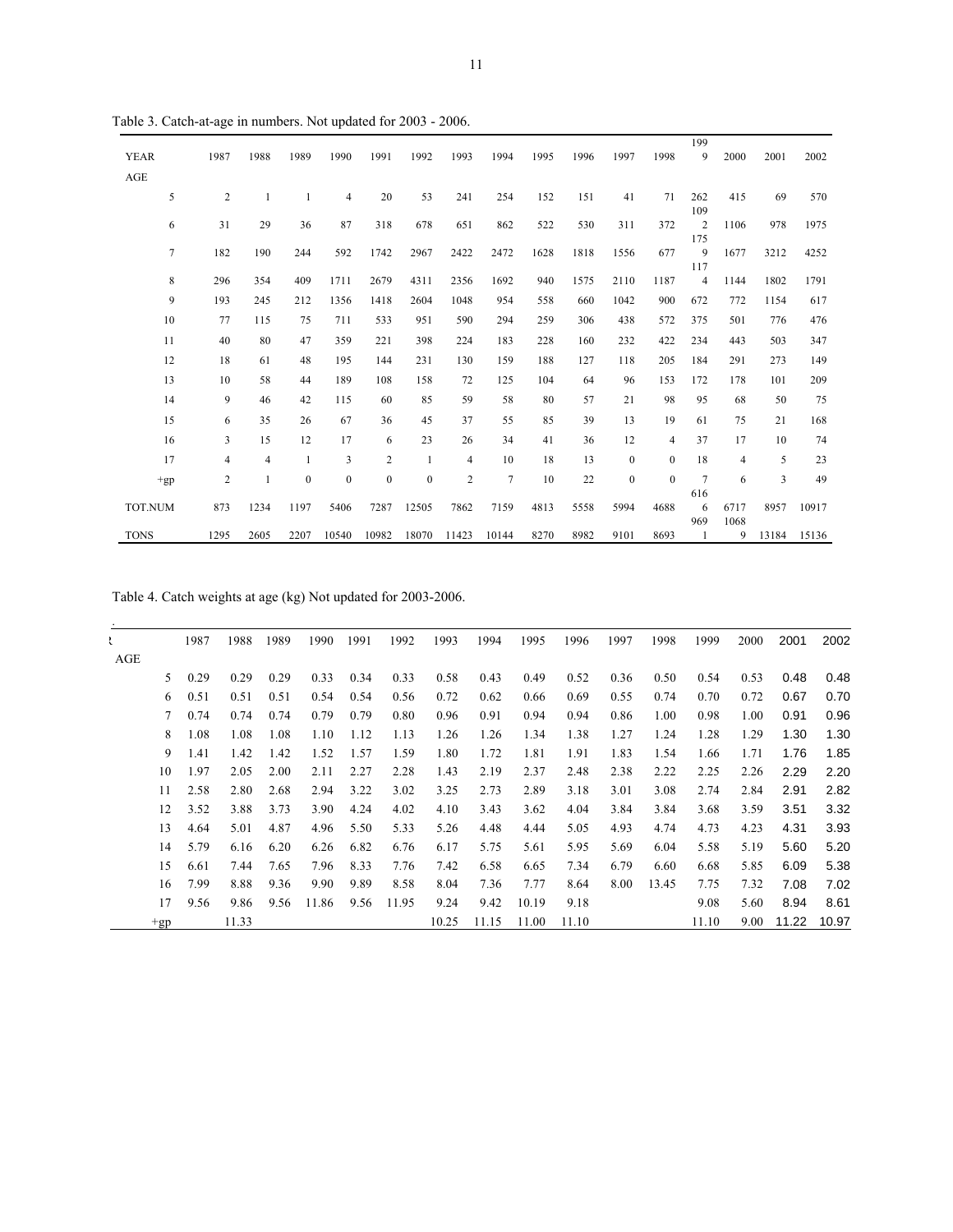Table 3. Catch-at-age in numbers. Not updated for 2003 - 2006.

| YEAR | 1987 | 1988 | 1989 | 1990 | 1991 | 1992 | 1993 | 1994 | 1995 | 1996 | 1997 | 1998 | 1999 | 2000 | 2001 | 2002 |
|---|---|---|---|---|---|---|---|---|---|---|---|---|---|---|---|---|
| AGE | | | | | | | | | | | | | | | | |
| 5 | 2 | 1 | 1 | 4 | 20 | 53 | 241 | 254 | 152 | 151 | 41 | 71 | 262 | 415 | 69 | 570 |
| 6 | 31 | 29 | 36 | 87 | 318 | 678 | 651 | 862 | 522 | 530 | 311 | 372 | 1092 | 1106 | 978 | 1975 |
| 7 | 182 | 190 | 244 | 592 | 1742 | 2967 | 2422 | 2472 | 1628 | 1818 | 1556 | 677 | 1759 | 1677 | 3212 | 4252 |
| 8 | 296 | 354 | 409 | 1711 | 2679 | 4311 | 2356 | 1692 | 940 | 1575 | 2110 | 1187 | 1174 | 1144 | 1802 | 1791 |
| 9 | 193 | 245 | 212 | 1356 | 1418 | 2604 | 1048 | 954 | 558 | 660 | 1042 | 900 | 672 | 772 | 1154 | 617 |
| 10 | 77 | 115 | 75 | 711 | 533 | 951 | 590 | 294 | 259 | 306 | 438 | 572 | 375 | 501 | 776 | 476 |
| 11 | 40 | 80 | 47 | 359 | 221 | 398 | 224 | 183 | 228 | 160 | 232 | 422 | 234 | 443 | 503 | 347 |
| 12 | 18 | 61 | 48 | 195 | 144 | 231 | 130 | 159 | 188 | 127 | 118 | 205 | 184 | 291 | 273 | 149 |
| 13 | 10 | 58 | 44 | 189 | 108 | 158 | 72 | 125 | 104 | 64 | 96 | 153 | 172 | 178 | 101 | 209 |
| 14 | 9 | 46 | 42 | 115 | 60 | 85 | 59 | 58 | 80 | 57 | 21 | 98 | 95 | 68 | 50 | 75 |
| 15 | 6 | 35 | 26 | 67 | 36 | 45 | 37 | 55 | 85 | 39 | 13 | 19 | 61 | 75 | 21 | 168 |
| 16 | 3 | 15 | 12 | 17 | 6 | 23 | 26 | 34 | 41 | 36 | 12 | 4 | 37 | 17 | 10 | 74 |
| 17 | 4 | 4 | 1 | 3 | 2 | 1 | 4 | 10 | 18 | 13 | 0 | 0 | 18 | 4 | 5 | 23 |
| +gp | 2 | 1 | 0 | 0 | 0 | 0 | 2 | 7 | 10 | 22 | 0 | 0 | 7 | 6 | 3 | 49 |
| TOT.NUM | 873 | 1234 | 1197 | 5406 | 7287 | 12505 | 7862 | 7159 | 4813 | 5558 | 5994 | 4688 | 6166 | 6717 | 8957 | 10917 |
| TONS | 1295 | 2605 | 2207 | 10540 | 10982 | 18070 | 11423 | 10144 | 8270 | 8982 | 9101 | 8693 | 9691 | 10689 | 13184 | 15136 |

Table 4. Catch weights at age (kg) Not updated for 2003-2006.

| | 1987 | 1988 | 1989 | 1990 | 1991 | 1992 | 1993 | 1994 | 1995 | 1996 | 1997 | 1998 | 1999 | 2000 | 2001 | 2002 |
|---|---|---|---|---|---|---|---|---|---|---|---|---|---|---|---|---|
| AGE | | | | | | | | | | | | | | | | |
| 5 | 0.29 | 0.29 | 0.29 | 0.33 | 0.34 | 0.33 | 0.58 | 0.43 | 0.49 | 0.52 | 0.36 | 0.50 | 0.54 | 0.53 | 0.48 | 0.48 |
| 6 | 0.51 | 0.51 | 0.51 | 0.54 | 0.54 | 0.56 | 0.72 | 0.62 | 0.66 | 0.69 | 0.55 | 0.74 | 0.70 | 0.72 | 0.67 | 0.70 |
| 7 | 0.74 | 0.74 | 0.74 | 0.79 | 0.79 | 0.80 | 0.96 | 0.91 | 0.94 | 0.94 | 0.86 | 1.00 | 0.98 | 1.00 | 0.91 | 0.96 |
| 8 | 1.08 | 1.08 | 1.08 | 1.10 | 1.12 | 1.13 | 1.26 | 1.26 | 1.34 | 1.38 | 1.27 | 1.24 | 1.28 | 1.29 | 1.30 | 1.30 |
| 9 | 1.41 | 1.42 | 1.42 | 1.52 | 1.57 | 1.59 | 1.80 | 1.72 | 1.81 | 1.91 | 1.83 | 1.54 | 1.66 | 1.71 | 1.76 | 1.85 |
| 10 | 1.97 | 2.05 | 2.00 | 2.11 | 2.27 | 2.28 | 1.43 | 2.19 | 2.37 | 2.48 | 2.38 | 2.22 | 2.25 | 2.26 | 2.29 | 2.20 |
| 11 | 2.58 | 2.80 | 2.68 | 2.94 | 3.22 | 3.02 | 3.25 | 2.73 | 2.89 | 3.18 | 3.01 | 3.08 | 2.74 | 2.84 | 2.91 | 2.82 |
| 12 | 3.52 | 3.88 | 3.73 | 3.90 | 4.24 | 4.02 | 4.10 | 3.43 | 3.62 | 4.04 | 3.84 | 3.84 | 3.68 | 3.59 | 3.51 | 3.32 |
| 13 | 4.64 | 5.01 | 4.87 | 4.96 | 5.50 | 5.33 | 5.26 | 4.48 | 4.44 | 5.05 | 4.93 | 4.74 | 4.73 | 4.23 | 4.31 | 3.93 |
| 14 | 5.79 | 6.16 | 6.20 | 6.26 | 6.82 | 6.76 | 6.17 | 5.75 | 5.61 | 5.95 | 5.69 | 6.04 | 5.58 | 5.19 | 5.60 | 5.20 |
| 15 | 6.61 | 7.44 | 7.65 | 7.96 | 8.33 | 7.76 | 7.42 | 6.58 | 6.65 | 7.34 | 6.79 | 6.60 | 6.68 | 5.85 | 6.09 | 5.38 |
| 16 | 7.99 | 8.88 | 9.36 | 9.90 | 9.89 | 8.58 | 8.04 | 7.36 | 7.77 | 8.64 | 8.00 | 13.45 | 7.75 | 7.32 | 7.08 | 7.02 |
| 17 | 9.56 | 9.86 | 9.56 | 11.86 | 9.56 | 11.95 | 9.24 | 9.42 | 10.19 | 9.18 | | | 9.08 | 5.60 | 8.94 | 8.61 |
| +gp | | 11.33 | | | | | 10.25 | 11.15 | 11.00 | 11.10 | | | 11.10 | 9.00 | 11.22 | 10.97 |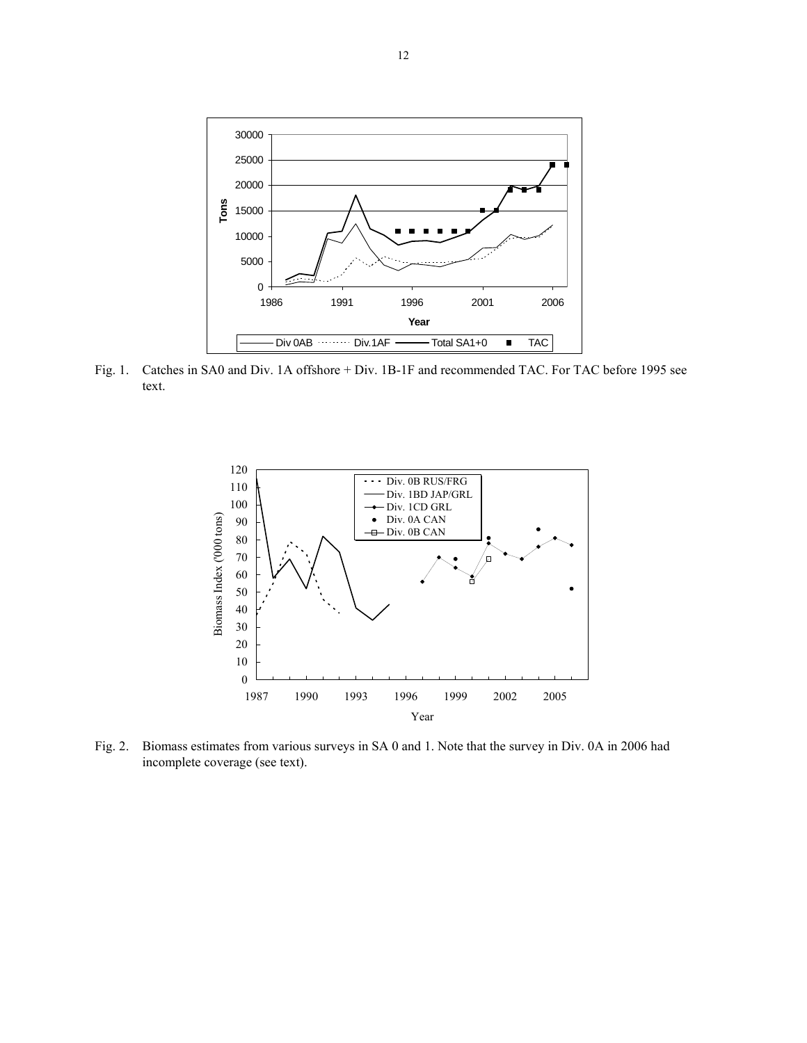Fig. 1. Catches in SA0 and Div. 1A offshore + Div. 1B-1F and recommended TAC. For TAC before 1995 see text.

Fig. 2. Biomass estimates from various surveys in SA 0 and 1. Note that the survey in Div. 0A in 2006 had incomplete coverage (see text).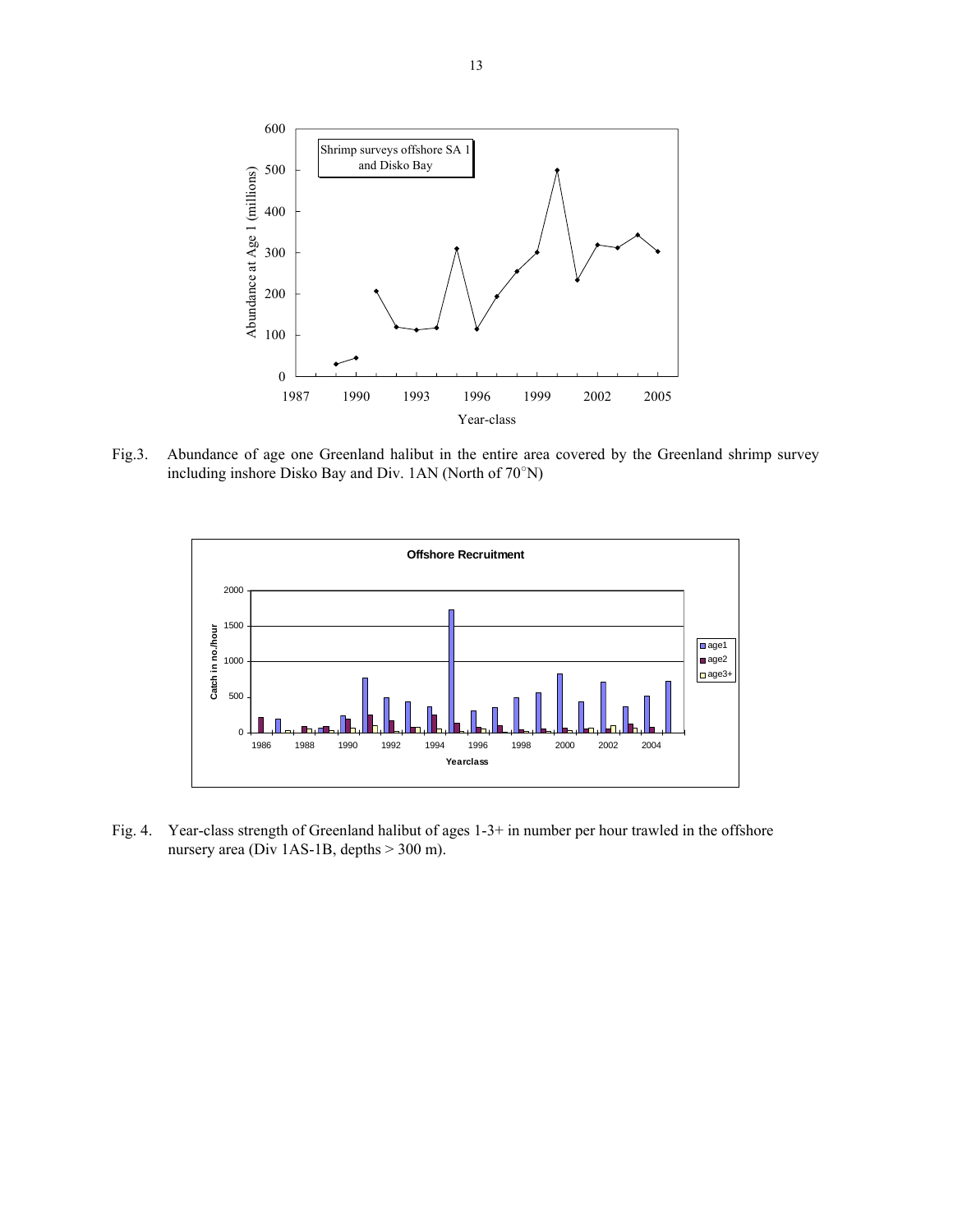Fig.3. Abundance of age one Greenland halibut in the entire area covered by the Greenland shrimp survey including inshore Disko Bay and Div. 1AN (North of 70°N)

Fig. 4. Year-class strength of Greenland halibut of ages 1-3+ in number per hour trawled in the offshore nursery area (Div 1AS-1B, depths > 300 m).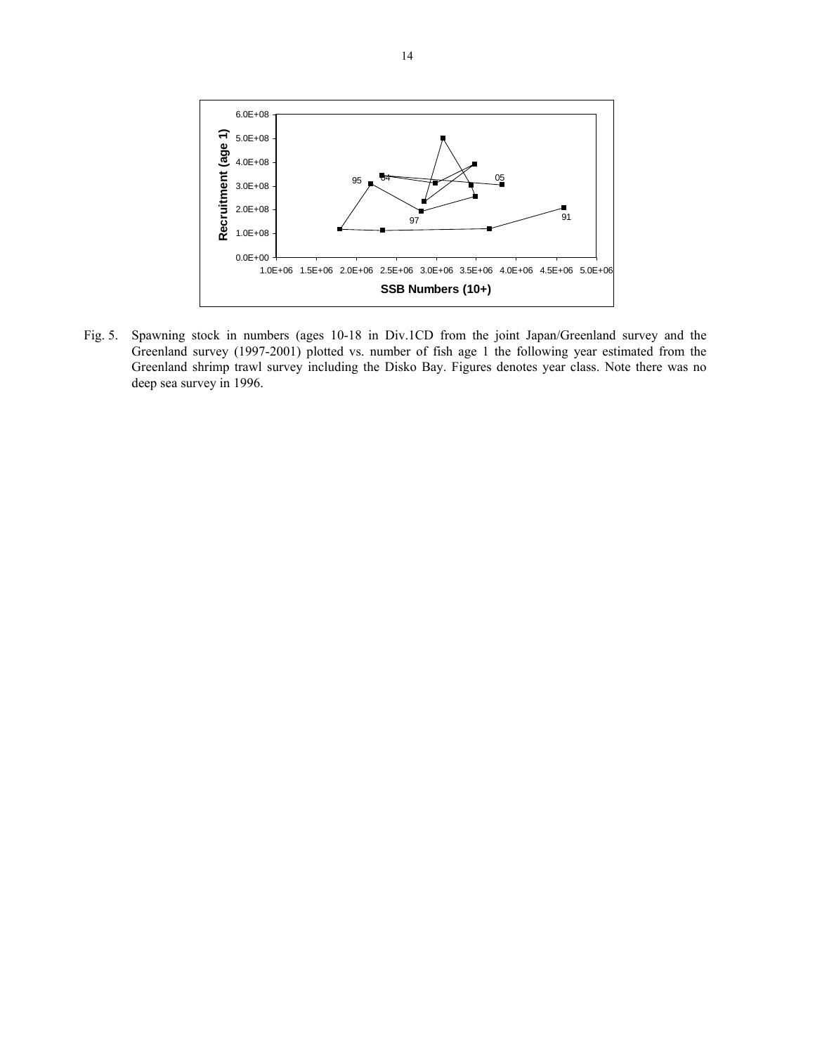Fig. 5. Spawning stock in numbers (ages 10-18 in Div.1CD from the joint Japan/Greenland survey and the Greenland survey (1997-2001) plotted vs. number of fish age 1 the following year estimated from the Greenland shrimp trawl survey including the Disko Bay. Figures denotes year class. Note there was no deep sea survey in 1996.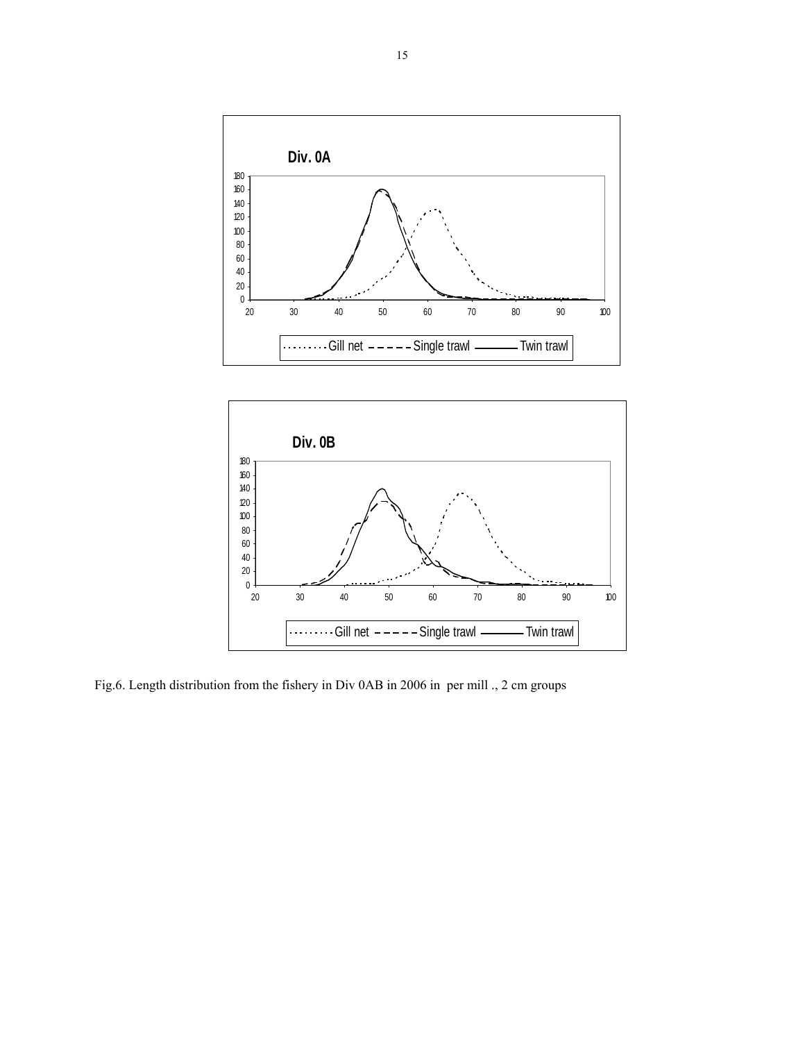Fig.6. Length distribution from the fishery in Div 0AB in 2006 in per mill ., 2 cm groups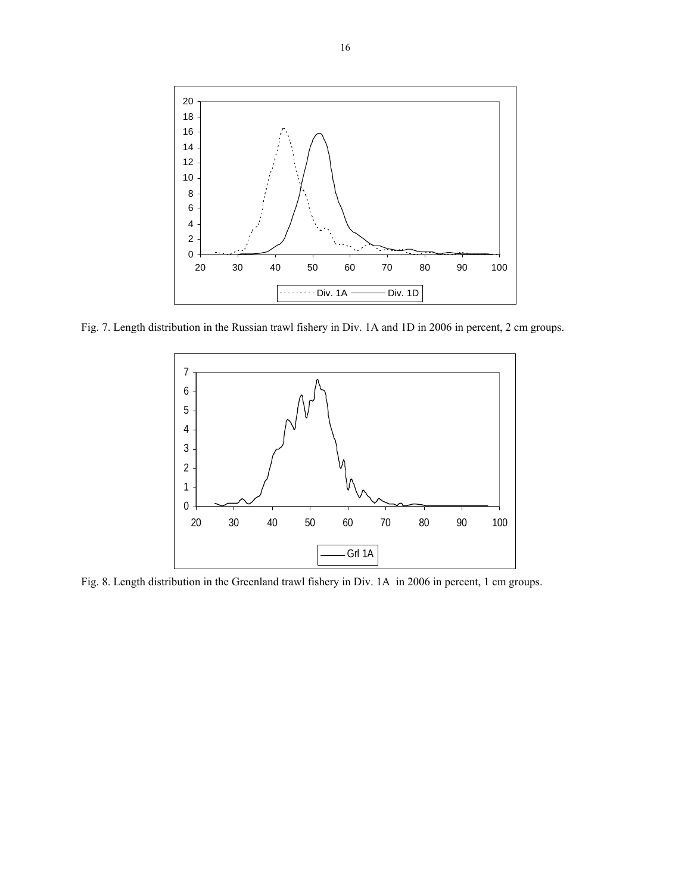Fig. 7. Length distribution in the Russian trawl fishery in Div. 1A and 1D in 2006 in percent, 2 cm groups.

Fig. 8. Length distribution in the Greenland trawl fishery in Div. 1A in 2006 in percent, 1 cm groups.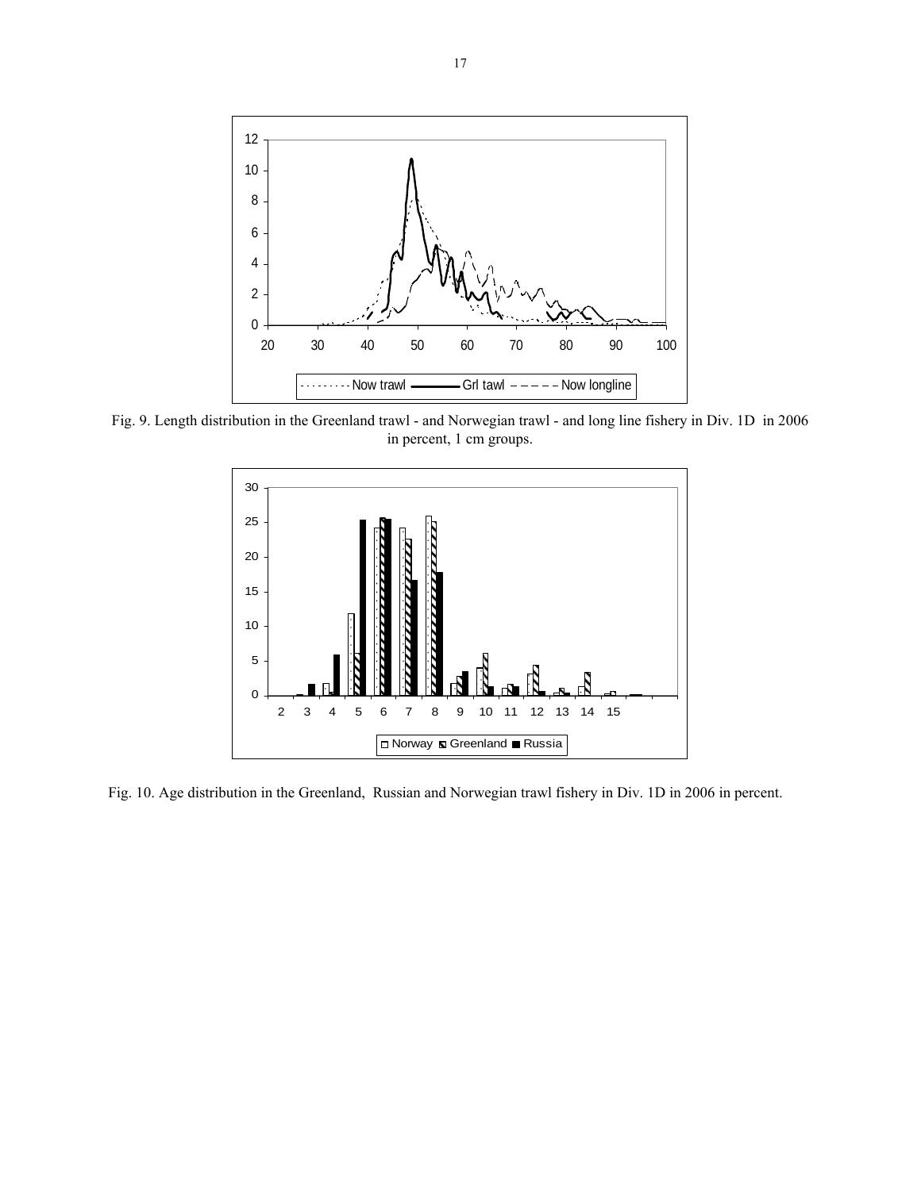Fig. 9. Length distribution in the Greenland trawl - and Norwegian trawl - and long line fishery in Div. 1D in 2006 in percent, 1 cm groups.

Fig. 10. Age distribution in the Greenland, Russian and Norwegian trawl fishery in Div. 1D in 2006 in percent.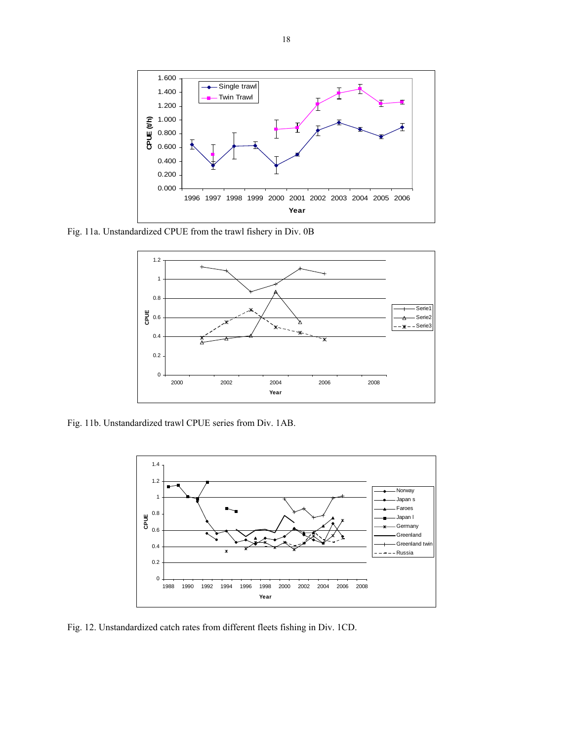Fig. 11a. Unstandardized CPUE from the trawl fishery in Div. 0B

Fig. 11b. Unstandardized trawl CPUE series from Div. 1AB.

Fig. 12. Unstandardized catch rates from different fleets fishing in Div. 1CD.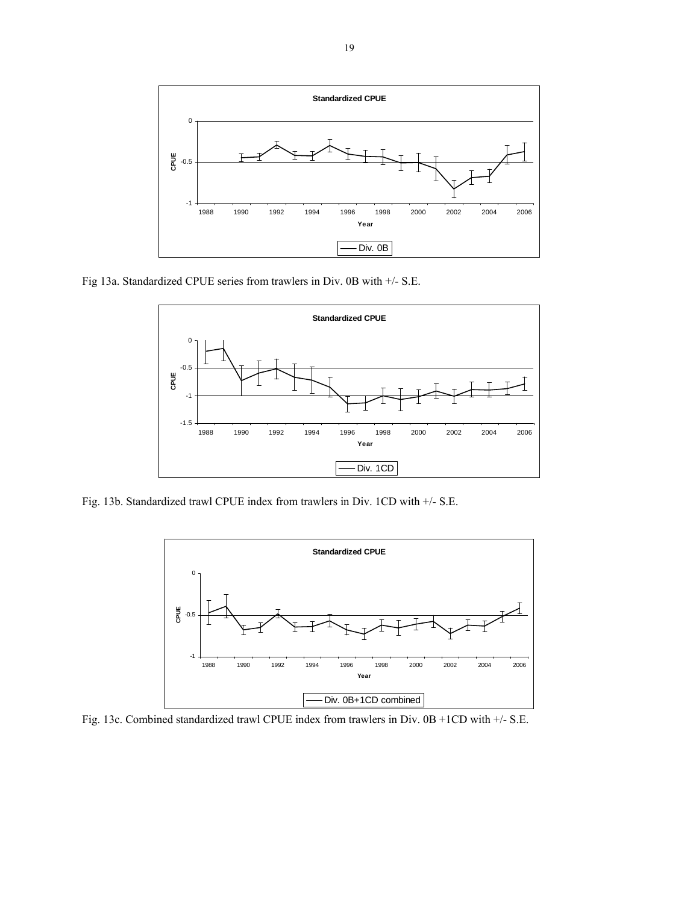Fig 13a. Standardized CPUE series from trawlers in Div. 0B with +/- S.E.

Fig. 13b. Standardized trawl CPUE index from trawlers in Div. 1CD with +/- S.E.

Fig. 13c. Combined standardized trawl CPUE index from trawlers in Div. 0B +1CD with +/- S.E.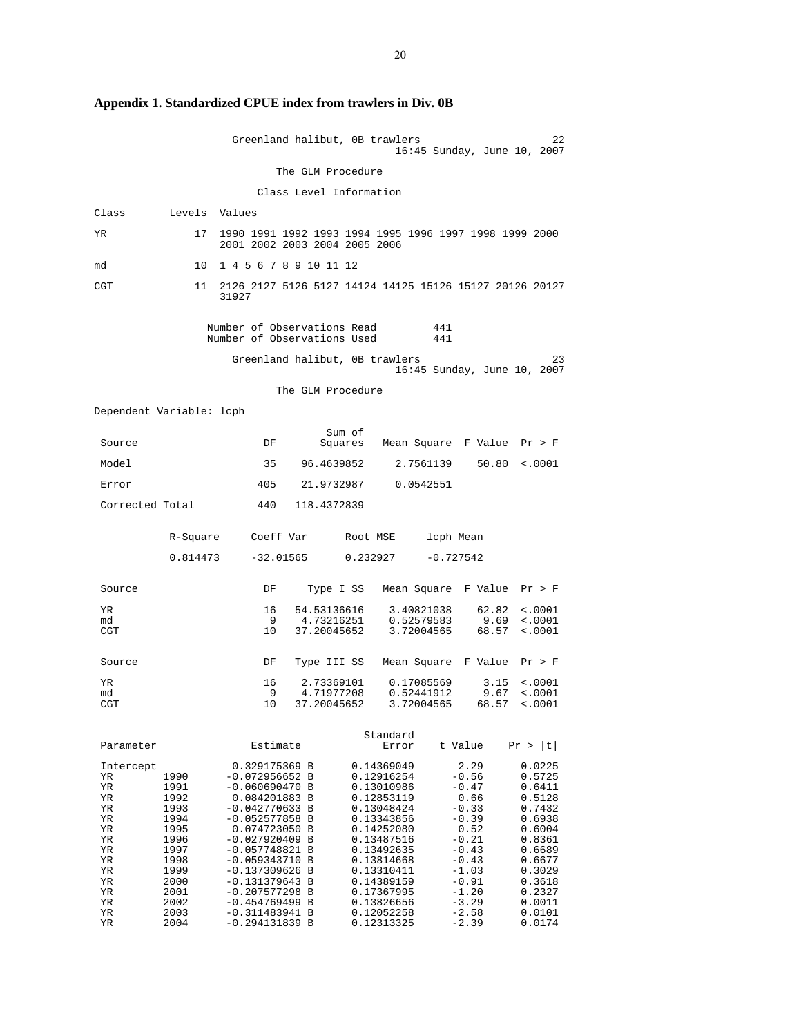## Appendix 1. Standardized CPUE index from trawlers in Div. 0B

Greenland halibut, 0B trawlers — 22 — 16:45 Sunday, June 10, 2007

The GLM Procedure

Class Level Information

| Class | Levels | Values |
|---|---|---|
| YR | 17 | 1990 1991 1992 1993 1994 1995 1996 1997 1998 1999 2000 2001 2002 2003 2004 2005 2006 |
| md | 10 | 1 4 5 6 7 8 9 10 11 12 |
| CGT | 11 | 2126 2127 5126 5127 14124 14125 15126 15127 20126 20127 31927 |

| | |
|---|---|
| Number of Observations Read | 441 |
| Number of Observations Used | 441 |

Greenland halibut, 0B trawlers — 23 — 16:45 Sunday, June 10, 2007

The GLM Procedure

Dependent Variable: lcph

| Source | DF | Sum of Squares | Mean Square | F Value | Pr > F |
|---|---|---|---|---|---|
| Model | 35 | 96.4639852 | 2.7561139 | 50.80 | <.0001 |
| Error | 405 | 21.9732987 | 0.0542551 | | |
| Corrected Total | 440 | 118.4372839 | | | |

| R-Square | Coeff Var | Root MSE | lcph Mean |
|---|---|---|---|
| 0.814473 | -32.01565 | 0.232927 | -0.727542 |

| Source | DF | Type I SS | Mean Square | F Value | Pr > F |
|---|---|---|---|---|---|
| YR | 16 | 54.53136616 | 3.40821038 | 62.82 | <.0001 |
| md | 9 | 4.73216251 | 0.52579583 | 9.69 | <.0001 |
| CGT | 10 | 37.20045652 | 3.72004565 | 68.57 | <.0001 |

| Source | DF | Type III SS | Mean Square | F Value | Pr > F |
|---|---|---|---|---|---|
| YR | 16 | 2.73369101 | 0.17085569 | 3.15 | <.0001 |
| md | 9 | 4.71977208 | 0.52441912 | 9.67 | <.0001 |
| CGT | 10 | 37.20045652 | 3.72004565 | 68.57 | <.0001 |

| Parameter | | Estimate | | Standard Error | t Value | Pr > \|t\| |
|---|---|---|---|---|---|---|
| Intercept | | 0.329175369 | B | 0.14369049 | 2.29 | 0.0225 |
| YR | 1990 | -0.072956652 | B | 0.12916254 | -0.56 | 0.5725 |
| YR | 1991 | -0.060690470 | B | 0.13010986 | -0.47 | 0.6411 |
| YR | 1992 | 0.084201883 | B | 0.12853119 | 0.66 | 0.5128 |
| YR | 1993 | -0.042770633 | B | 0.13048424 | -0.33 | 0.7432 |
| YR | 1994 | -0.052577858 | B | 0.13343856 | -0.39 | 0.6938 |
| YR | 1995 | 0.074723050 | B | 0.14252080 | 0.52 | 0.6004 |
| YR | 1996 | -0.027920409 | B | 0.13487516 | -0.21 | 0.8361 |
| YR | 1997 | -0.057748821 | B | 0.13492635 | -0.43 | 0.6689 |
| YR | 1998 | -0.059343710 | B | 0.13814668 | -0.43 | 0.6677 |
| YR | 1999 | -0.137309626 | B | 0.13310411 | -1.03 | 0.3029 |
| YR | 2000 | -0.131379643 | B | 0.14389159 | -0.91 | 0.3618 |
| YR | 2001 | -0.207577298 | B | 0.17367995 | -1.20 | 0.2327 |
| YR | 2002 | -0.454769499 | B | 0.13826656 | -3.29 | 0.0011 |
| YR | 2003 | -0.311483941 | B | 0.12052258 | -2.58 | 0.0101 |
| YR | 2004 | -0.294131839 | B | 0.12313325 | -2.39 | 0.0174 |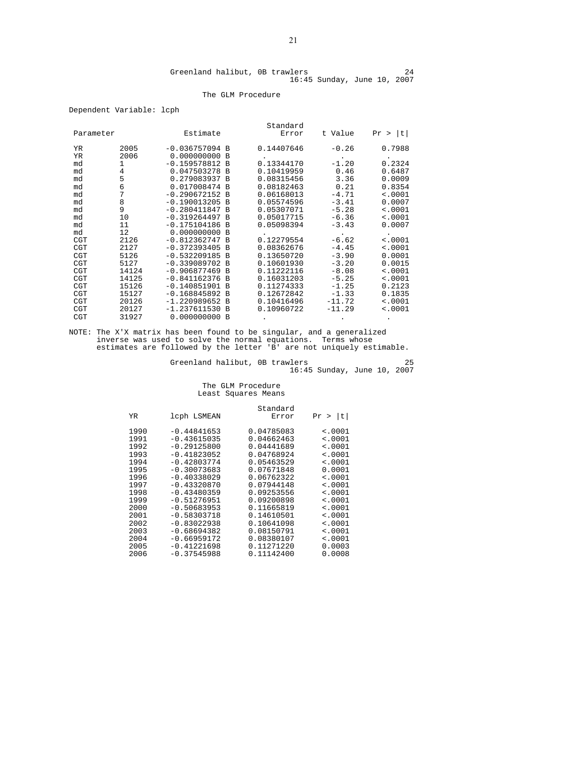Greenland halibut, 0B trawlers
16:45 Sunday, June 10, 2007

The GLM Procedure

Dependent Variable: lcph

| Parameter | | Estimate | | Standard Error | t Value | Pr > \|t\| |
|---|---|---|---|---|---|---|
| YR | 2005 | -0.036757094 | B | 0.14407646 | -0.26 | 0.7988 |
| YR | 2006 | 0.000000000 | B | . | . | . |
| md | 1 | -0.159578812 | B | 0.13344170 | -1.20 | 0.2324 |
| md | 4 | 0.047503278 | B | 0.10419959 | 0.46 | 0.6487 |
| md | 5 | 0.279083937 | B | 0.08315456 | 3.36 | 0.0009 |
| md | 6 | 0.017008474 | B | 0.08182463 | 0.21 | 0.8354 |
| md | 7 | -0.290672152 | B | 0.06168013 | -4.71 | <.0001 |
| md | 8 | -0.190013205 | B | 0.05574596 | -3.41 | 0.0007 |
| md | 9 | -0.280411847 | B | 0.05307071 | -5.28 | <.0001 |
| md | 10 | -0.319264497 | B | 0.05017715 | -6.36 | <.0001 |
| md | 11 | -0.175104186 | B | 0.05098394 | -3.43 | 0.0007 |
| md | 12 | 0.000000000 | B | . | . | . |
| CGT | 2126 | -0.812362747 | B | 0.12279554 | -6.62 | <.0001 |
| CGT | 2127 | -0.372393405 | B | 0.08362676 | -4.45 | <.0001 |
| CGT | 5126 | -0.532209185 | B | 0.13650720 | -3.90 | 0.0001 |
| CGT | 5127 | -0.339089702 | B | 0.10601930 | -3.20 | 0.0015 |
| CGT | 14124 | -0.906877469 | B | 0.11222116 | -8.08 | <.0001 |
| CGT | 14125 | -0.841162376 | B | 0.16031203 | -5.25 | <.0001 |
| CGT | 15126 | -0.140851901 | B | 0.11274333 | -1.25 | 0.2123 |
| CGT | 15127 | -0.168845892 | B | 0.12672842 | -1.33 | 0.1835 |
| CGT | 20126 | -1.220989652 | B | 0.10416496 | -11.72 | <.0001 |
| CGT | 20127 | -1.237611530 | B | 0.10960722 | -11.29 | <.0001 |
| CGT | 31927 | 0.000000000 | B | . | . | . |

NOTE: The X'X matrix has been found to be singular, and a generalized inverse was used to solve the normal equations. Terms whose estimates are followed by the letter 'B' are not uniquely estimable.

Greenland halibut, 0B trawlers
16:45 Sunday, June 10, 2007

The GLM Procedure
Least Squares Means

| YR | lcph LSMEAN | Standard Error | Pr > \|t\| |
|---|---|---|---|
| 1990 | -0.44841653 | 0.04785083 | <.0001 |
| 1991 | -0.43615035 | 0.04662463 | <.0001 |
| 1992 | -0.29125800 | 0.04441689 | <.0001 |
| 1993 | -0.41823052 | 0.04768924 | <.0001 |
| 1994 | -0.42803774 | 0.05463529 | <.0001 |
| 1995 | -0.30073683 | 0.07671848 | 0.0001 |
| 1996 | -0.40338029 | 0.06762322 | <.0001 |
| 1997 | -0.43320870 | 0.07944148 | <.0001 |
| 1998 | -0.43480359 | 0.09253556 | <.0001 |
| 1999 | -0.51276951 | 0.09200898 | <.0001 |
| 2000 | -0.50683953 | 0.11665819 | <.0001 |
| 2001 | -0.58303718 | 0.14610501 | <.0001 |
| 2002 | -0.83022938 | 0.10641098 | <.0001 |
| 2003 | -0.68694382 | 0.08150791 | <.0001 |
| 2004 | -0.66959172 | 0.08380107 | <.0001 |
| 2005 | -0.41221698 | 0.11271220 | 0.0003 |
| 2006 | -0.37545988 | 0.11142400 | 0.0008 |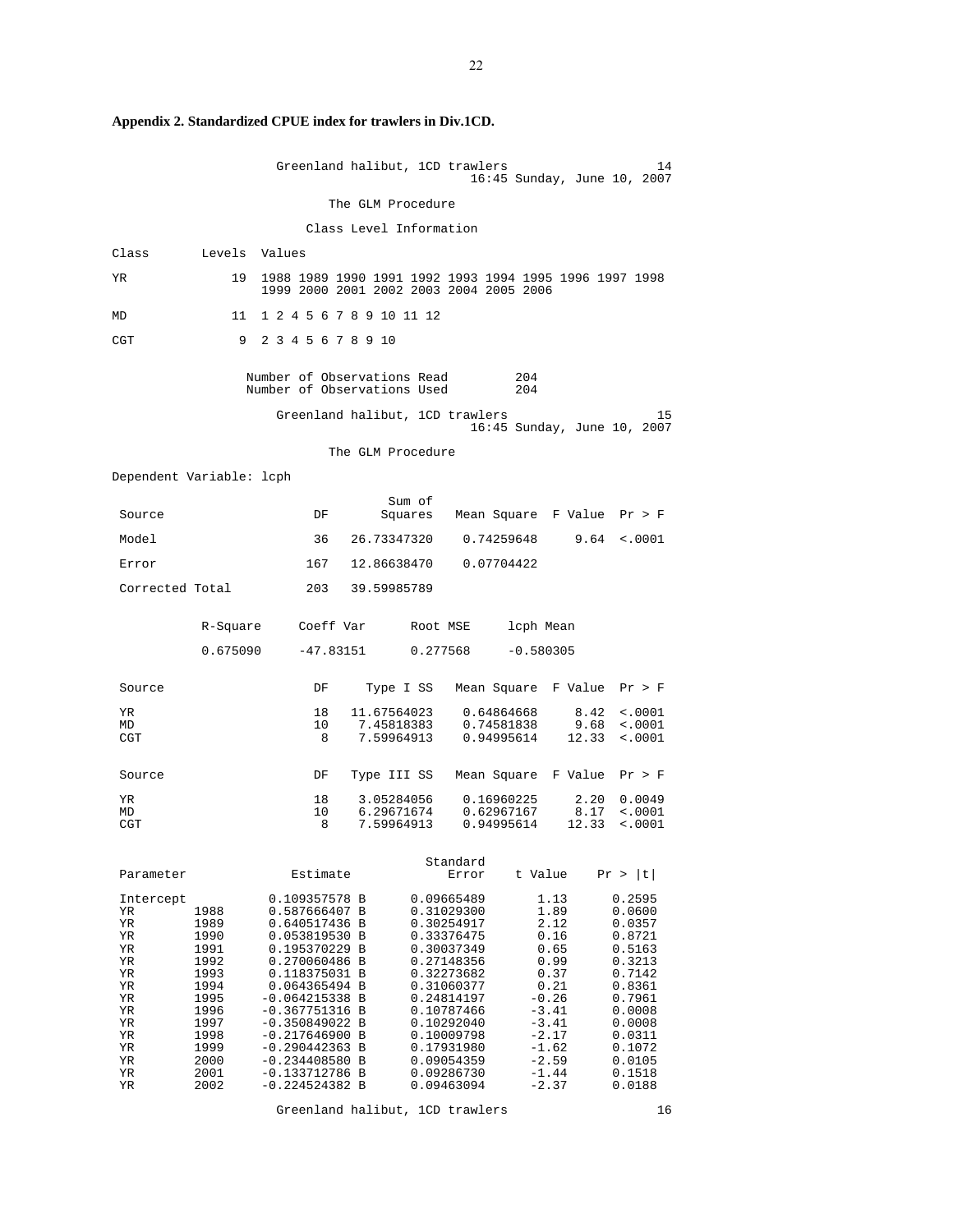**Appendix 2. Standardized CPUE index for trawlers in Div.1CD.**

```
                     Greenland halibut, 1CD trawlers                        14
                                                16:45 Sunday, June 10, 2007

                            The GLM Procedure

                         Class Level Information

Class       Levels  Values

YR              19  1988 1989 1990 1991 1992 1993 1994 1995 1996 1997 1998
                    1999 2000 2001 2002 2003 2004 2005 2006

MD              11  1 2 4 5 6 7 8 9 10 11 12

CGT              9  2 3 4 5 6 7 8 9 10


                 Number of Observations Read         204
                 Number of Observations Used         204

                     Greenland halibut, 1CD trawlers                        15
                                                16:45 Sunday, June 10, 2007

                            The GLM Procedure

Dependent Variable: lcph

                                        Sum of
 Source                      DF        Squares   Mean Square  F Value  Pr > F

 Model                       36    26.73347320    0.74259648     9.64  <.0001

 Error                      167    12.86638470    0.07704422

 Corrected Total            203    39.59985789


            R-Square     Coeff Var      Root MSE     lcph Mean

            0.675090     -47.83151      0.277568     -0.580305


 Source                      DF      Type I SS   Mean Square  F Value  Pr > F

 YR                          18    11.67564023    0.64864668     8.42  <.0001
 MD                          10     7.45818383    0.74581838     9.68  <.0001
 CGT                          8     7.59964913    0.94995614    12.33  <.0001


 Source                      DF    Type III SS   Mean Square  F Value  Pr > F

 YR                          18     3.05284056    0.16960225     2.20  0.0049
 MD                          10     6.29671674    0.62967167     8.17  <.0001
 CGT                          8     7.59964913    0.94995614    12.33  <.0001


                                                Standard
 Parameter               Estimate                  Error    t Value    Pr > |t|

 Intercept          0.109357578 B           0.09665489       1.13      0.2595
 YR        1988     0.587666407 B           0.31029300       1.89      0.0600
 YR        1989     0.640517436 B           0.30254917       2.12      0.0357
 YR        1990     0.053819530 B           0.33376475       0.16      0.8721
 YR        1991     0.195370229 B           0.30037349       0.65      0.5163
 YR        1992     0.270060486 B           0.27148356       0.99      0.3213
 YR        1993     0.118375031 B           0.32273682       0.37      0.7142
 YR        1994     0.064365494 B           0.31060377       0.21      0.8361
 YR        1995    -0.064215338 B           0.24814197      -0.26      0.7961
 YR        1996    -0.367751316 B           0.10787466      -3.41      0.0008
 YR        1997    -0.350849022 B           0.10292040      -3.41      0.0008
 YR        1998    -0.217646900 B           0.10009798      -2.17      0.0311
 YR        1999    -0.290442363 B           0.17931980      -1.62      0.1072
 YR        2000    -0.234408580 B           0.09054359      -2.59      0.0105
 YR        2001    -0.133712786 B           0.09286730      -1.44      0.1518
 YR        2002    -0.224524382 B           0.09463094      -2.37      0.0188

                     Greenland halibut, 1CD trawlers                        16
```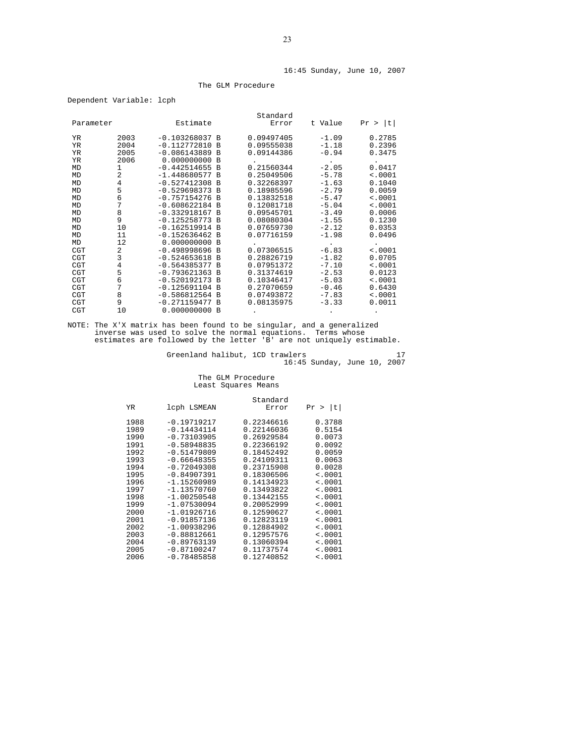16:45 Sunday, June 10, 2007

The GLM Procedure

Dependent Variable: lcph

| Parameter | | Estimate | | Standard Error | t Value | Pr > \|t\| |
|---|---|---|---|---|---|---|
| YR | 2003 | -0.103268037 | B | 0.09497405 | -1.09 | 0.2785 |
| YR | 2004 | -0.112772810 | B | 0.09555038 | -1.18 | 0.2396 |
| YR | 2005 | -0.086143889 | B | 0.09144386 | -0.94 | 0.3475 |
| YR | 2006 | 0.000000000 | B | . | . | . |
| MD | 1 | -0.442514655 | B | 0.21560344 | -2.05 | 0.0417 |
| MD | 2 | -1.448680577 | B | 0.25049506 | -5.78 | <.0001 |
| MD | 4 | -0.527412308 | B | 0.32268397 | -1.63 | 0.1040 |
| MD | 5 | -0.529698373 | B | 0.18985596 | -2.79 | 0.0059 |
| MD | 6 | -0.757154276 | B | 0.13832518 | -5.47 | <.0001 |
| MD | 7 | -0.608622184 | B | 0.12081718 | -5.04 | <.0001 |
| MD | 8 | -0.332918167 | B | 0.09545701 | -3.49 | 0.0006 |
| MD | 9 | -0.125258773 | B | 0.08080304 | -1.55 | 0.1230 |
| MD | 10 | -0.162519914 | B | 0.07659730 | -2.12 | 0.0353 |
| MD | 11 | -0.152636462 | B | 0.07716159 | -1.98 | 0.0496 |
| MD | 12 | 0.000000000 | B | . | . | . |
| CGT | 2 | -0.498998696 | B | 0.07306515 | -6.83 | <.0001 |
| CGT | 3 | -0.524653618 | B | 0.28826719 | -1.82 | 0.0705 |
| CGT | 4 | -0.564385377 | B | 0.07951372 | -7.10 | <.0001 |
| CGT | 5 | -0.793621363 | B | 0.31374619 | -2.53 | 0.0123 |
| CGT | 6 | -0.520192173 | B | 0.10346417 | -5.03 | <.0001 |
| CGT | 7 | -0.125691104 | B | 0.27070659 | -0.46 | 0.6430 |
| CGT | 8 | -0.586812564 | B | 0.07493872 | -7.83 | <.0001 |
| CGT | 9 | -0.271159477 | B | 0.08135975 | -3.33 | 0.0011 |
| CGT | 10 | 0.000000000 | B | . | . | . |

NOTE: The X'X matrix has been found to be singular, and a generalized inverse was used to solve the normal equations. Terms whose estimates are followed by the letter 'B' are not uniquely estimable.

Greenland halibut, 1CD trawlers 17
16:45 Sunday, June 10, 2007

The GLM Procedure
Least Squares Means

| YR | lcph LSMEAN | Standard Error | Pr > \|t\| |
|---|---|---|---|
| 1988 | -0.19719217 | 0.22346616 | 0.3788 |
| 1989 | -0.14434114 | 0.22146036 | 0.5154 |
| 1990 | -0.73103905 | 0.26929584 | 0.0073 |
| 1991 | -0.58948835 | 0.22366192 | 0.0092 |
| 1992 | -0.51479809 | 0.18452492 | 0.0059 |
| 1993 | -0.66648355 | 0.24109311 | 0.0063 |
| 1994 | -0.72049308 | 0.23715908 | 0.0028 |
| 1995 | -0.84907391 | 0.18306506 | <.0001 |
| 1996 | -1.15260989 | 0.14134923 | <.0001 |
| 1997 | -1.13570760 | 0.13493822 | <.0001 |
| 1998 | -1.00250548 | 0.13442155 | <.0001 |
| 1999 | -1.07530094 | 0.20052999 | <.0001 |
| 2000 | -1.01926716 | 0.12590627 | <.0001 |
| 2001 | -0.91857136 | 0.12823119 | <.0001 |
| 2002 | -1.00938296 | 0.12884902 | <.0001 |
| 2003 | -0.88812661 | 0.12957576 | <.0001 |
| 2004 | -0.89763139 | 0.13060394 | <.0001 |
| 2005 | -0.87100247 | 0.11737574 | <.0001 |
| 2006 | -0.78485858 | 0.12740852 | <.0001 |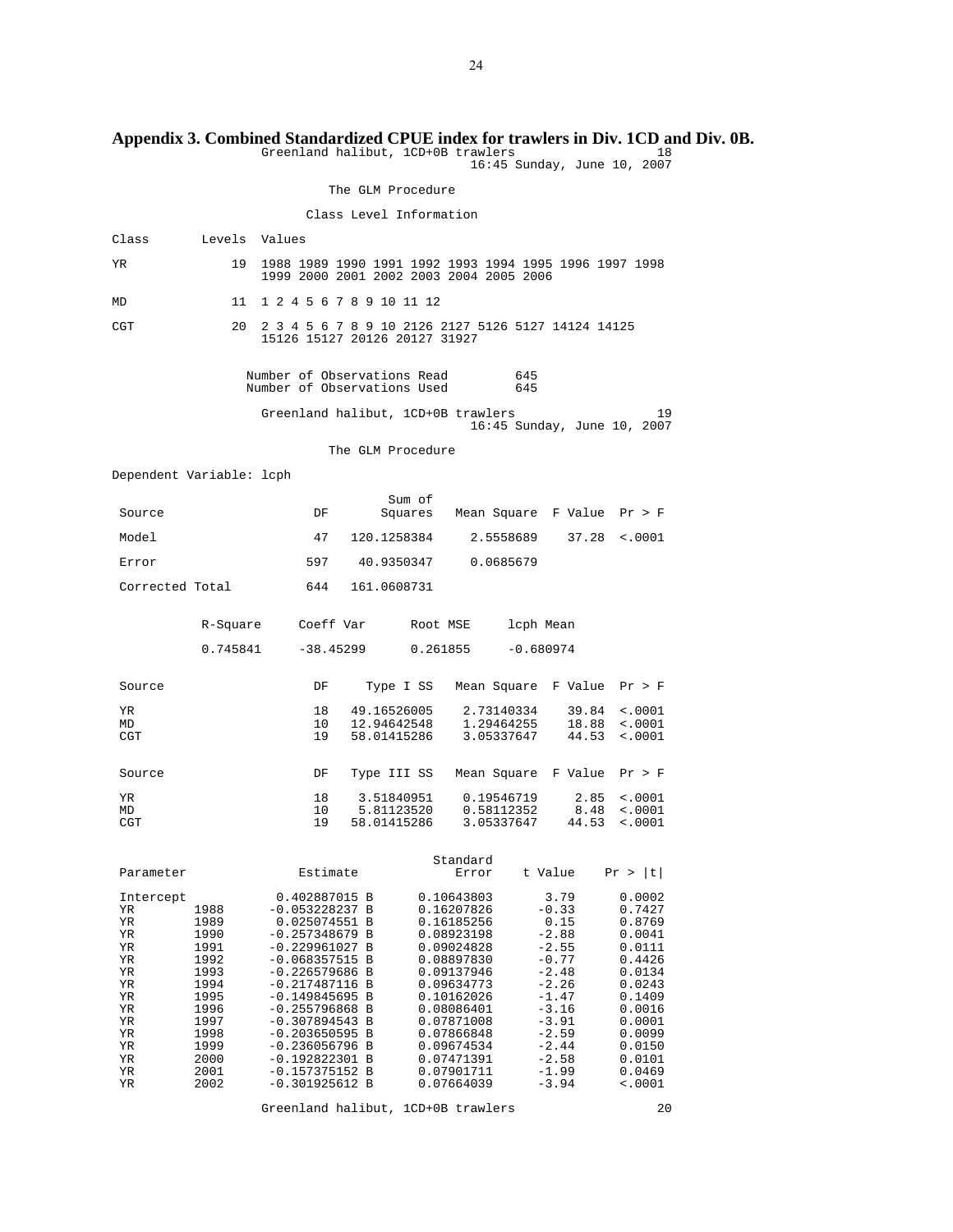## Appendix 3. Combined Standardized CPUE index for trawlers in Div. 1CD and Div. 0B.

Greenland halibut, 1CD+0B trawlers 18
16:45 Sunday, June 10, 2007

The GLM Procedure

Class Level Information

| Class | Levels | Values |
|---|---|---|
| YR | 19 | 1988 1989 1990 1991 1992 1993 1994 1995 1996 1997 1998 1999 2000 2001 2002 2003 2004 2005 2006 |
| MD | 11 | 1 2 4 5 6 7 8 9 10 11 12 |
| CGT | 20 | 2 3 4 5 6 7 8 9 10 2126 2127 5126 5127 14124 14125 15126 15127 20126 20127 31927 |

Number of Observations Read 645
Number of Observations Used 645

Greenland halibut, 1CD+0B trawlers 19
16:45 Sunday, June 10, 2007

The GLM Procedure

Dependent Variable: lcph

| Source | DF | Sum of Squares | Mean Square | F Value | Pr > F |
|---|---|---|---|---|---|
| Model | 47 | 120.1258384 | 2.5558689 | 37.28 | <.0001 |
| Error | 597 | 40.9350347 | 0.0685679 | | |
| Corrected Total | 644 | 161.0608731 | | | |

| R-Square | Coeff Var | Root MSE | lcph Mean |
|---|---|---|---|
| 0.745841 | -38.45299 | 0.261855 | -0.680974 |

| Source | DF | Type I SS | Mean Square | F Value | Pr > F |
|---|---|---|---|---|---|
| YR | 18 | 49.16526005 | 2.73140334 | 39.84 | <.0001 |
| MD | 10 | 12.94642548 | 1.29464255 | 18.88 | <.0001 |
| CGT | 19 | 58.01415286 | 3.05337647 | 44.53 | <.0001 |

| Source | DF | Type III SS | Mean Square | F Value | Pr > F |
|---|---|---|---|---|---|
| YR | 18 | 3.51840951 | 0.19546719 | 2.85 | <.0001 |
| MD | 10 | 5.81123520 | 0.58112352 | 8.48 | <.0001 |
| CGT | 19 | 58.01415286 | 3.05337647 | 44.53 | <.0001 |

| Parameter | | Estimate | | Standard Error | t Value | Pr > \|t\| |
|---|---|---|---|---|---|---|
| Intercept | | 0.402887015 | B | 0.10643803 | 3.79 | 0.0002 |
| YR | 1988 | -0.053228237 | B | 0.16207826 | -0.33 | 0.7427 |
| YR | 1989 | 0.025074551 | B | 0.16185256 | 0.15 | 0.8769 |
| YR | 1990 | -0.257348679 | B | 0.08923198 | -2.88 | 0.0041 |
| YR | 1991 | -0.229961027 | B | 0.09024828 | -2.55 | 0.0111 |
| YR | 1992 | -0.068357515 | B | 0.08897830 | -0.77 | 0.4426 |
| YR | 1993 | -0.226579686 | B | 0.09137946 | -2.48 | 0.0134 |
| YR | 1994 | -0.217487116 | B | 0.09634773 | -2.26 | 0.0243 |
| YR | 1995 | -0.149845695 | B | 0.10162026 | -1.47 | 0.1409 |
| YR | 1996 | -0.255796868 | B | 0.08086401 | -3.16 | 0.0016 |
| YR | 1997 | -0.307894543 | B | 0.07871008 | -3.91 | 0.0001 |
| YR | 1998 | -0.203650595 | B | 0.07866848 | -2.59 | 0.0099 |
| YR | 1999 | -0.236056796 | B | 0.09674534 | -2.44 | 0.0150 |
| YR | 2000 | -0.192822301 | B | 0.07471391 | -2.58 | 0.0101 |
| YR | 2001 | -0.157375152 | B | 0.07901711 | -1.99 | 0.0469 |
| YR | 2002 | -0.301925612 | B | 0.07664039 | -3.94 | <.0001 |

Greenland halibut, 1CD+0B trawlers 20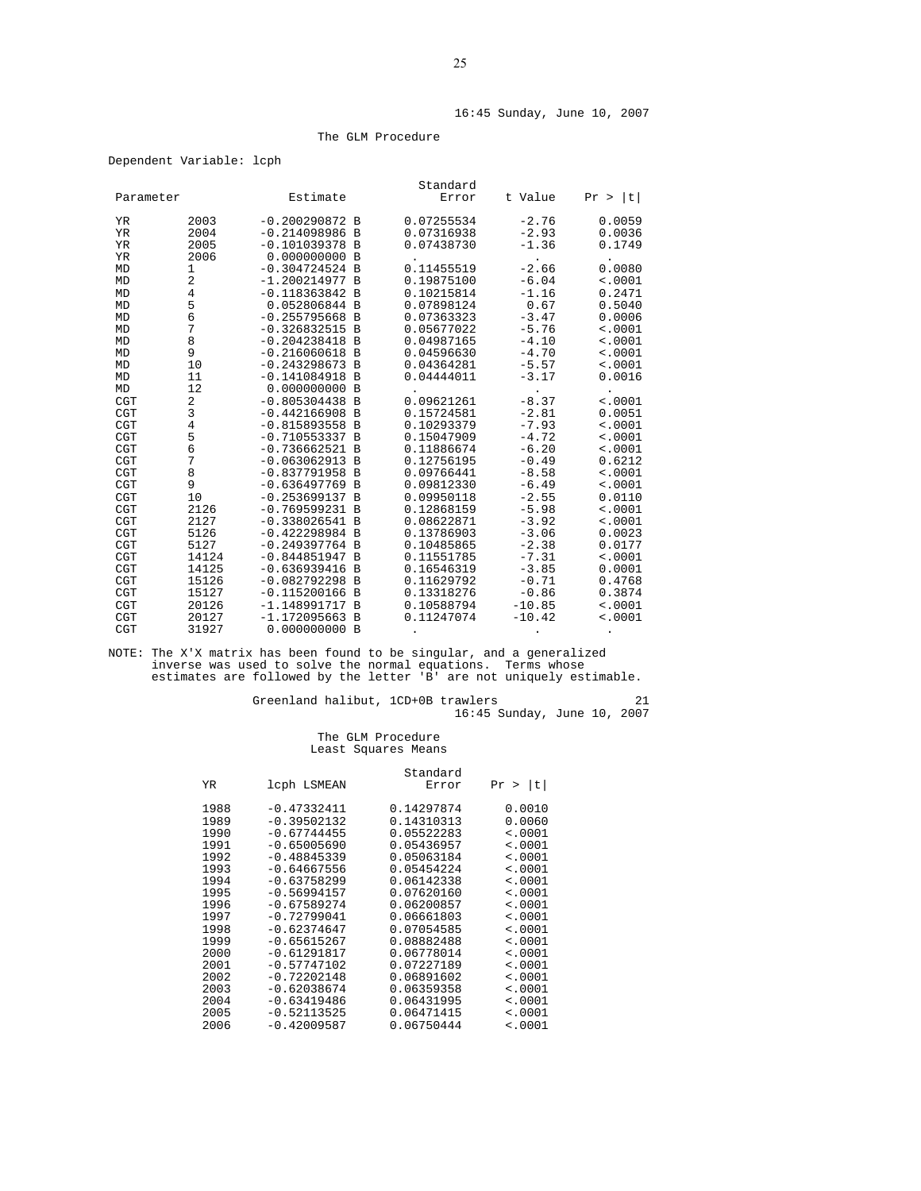The GLM Procedure

Dependent Variable: lcph

| Parameter | | Estimate | | Standard Error | t Value | Pr > \|t\| |
|---|---|---|---|---|---|---|
| YR | 2003 | -0.200290872 | B | 0.07255534 | -2.76 | 0.0059 |
| YR | 2004 | -0.214098986 | B | 0.07316938 | -2.93 | 0.0036 |
| YR | 2005 | -0.101039378 | B | 0.07438730 | -1.36 | 0.1749 |
| YR | 2006 | 0.000000000 | B | . | . | . |
| MD | 1 | -0.304724524 | B | 0.11455519 | -2.66 | 0.0080 |
| MD | 2 | -1.200214977 | B | 0.19875100 | -6.04 | <.0001 |
| MD | 4 | -0.118363842 | B | 0.10215814 | -1.16 | 0.2471 |
| MD | 5 | 0.052806844 | B | 0.07898124 | 0.67 | 0.5040 |
| MD | 6 | -0.255795668 | B | 0.07363323 | -3.47 | 0.0006 |
| MD | 7 | -0.326832515 | B | 0.05677022 | -5.76 | <.0001 |
| MD | 8 | -0.204238418 | B | 0.04987165 | -4.10 | <.0001 |
| MD | 9 | -0.216060618 | B | 0.04596630 | -4.70 | <.0001 |
| MD | 10 | -0.243298673 | B | 0.04364281 | -5.57 | <.0001 |
| MD | 11 | -0.141084918 | B | 0.04444011 | -3.17 | 0.0016 |
| MD | 12 | 0.000000000 | B | . | . | . |
| CGT | 2 | -0.805304438 | B | 0.09621261 | -8.37 | <.0001 |
| CGT | 3 | -0.442166908 | B | 0.15724581 | -2.81 | 0.0051 |
| CGT | 4 | -0.815893558 | B | 0.10293379 | -7.93 | <.0001 |
| CGT | 5 | -0.710553337 | B | 0.15047909 | -4.72 | <.0001 |
| CGT | 6 | -0.736662521 | B | 0.11886674 | -6.20 | <.0001 |
| CGT | 7 | -0.063062913 | B | 0.12756195 | -0.49 | 0.6212 |
| CGT | 8 | -0.837791958 | B | 0.09766441 | -8.58 | <.0001 |
| CGT | 9 | -0.636497769 | B | 0.09812330 | -6.49 | <.0001 |
| CGT | 10 | -0.253699137 | B | 0.09950118 | -2.55 | 0.0110 |
| CGT | 2126 | -0.769599231 | B | 0.12868159 | -5.98 | <.0001 |
| CGT | 2127 | -0.338026541 | B | 0.08622871 | -3.92 | <.0001 |
| CGT | 5126 | -0.422298984 | B | 0.13786903 | -3.06 | 0.0023 |
| CGT | 5127 | -0.249397764 | B | 0.10485865 | -2.38 | 0.0177 |
| CGT | 14124 | -0.844851947 | B | 0.11551785 | -7.31 | <.0001 |
| CGT | 14125 | -0.636939416 | B | 0.16546319 | -3.85 | 0.0001 |
| CGT | 15126 | -0.082792298 | B | 0.11629792 | -0.71 | 0.4768 |
| CGT | 15127 | -0.115200166 | B | 0.13318276 | -0.86 | 0.3874 |
| CGT | 20126 | -1.148991717 | B | 0.10588794 | -10.85 | <.0001 |
| CGT | 20127 | -1.172095663 | B | 0.11247074 | -10.42 | <.0001 |
| CGT | 31927 | 0.000000000 | B | . | . | . |

NOTE: The X'X matrix has been found to be singular, and a generalized inverse was used to solve the normal equations. Terms whose estimates are followed by the letter 'B' are not uniquely estimable.

Greenland halibut, 1CD+0B trawlers 21
16:45 Sunday, June 10, 2007

The GLM Procedure
Least Squares Means

| YR | lcph LSMEAN | Standard Error | Pr > \|t\| |
|---|---|---|---|
| 1988 | -0.47332411 | 0.14297874 | 0.0010 |
| 1989 | -0.39502132 | 0.14310313 | 0.0060 |
| 1990 | -0.67744455 | 0.05522283 | <.0001 |
| 1991 | -0.65005690 | 0.05436957 | <.0001 |
| 1992 | -0.48845339 | 0.05063184 | <.0001 |
| 1993 | -0.64667556 | 0.05454224 | <.0001 |
| 1994 | -0.63758299 | 0.06142338 | <.0001 |
| 1995 | -0.56994157 | 0.07620160 | <.0001 |
| 1996 | -0.67589274 | 0.06200857 | <.0001 |
| 1997 | -0.72799041 | 0.06661803 | <.0001 |
| 1998 | -0.62374647 | 0.07054585 | <.0001 |
| 1999 | -0.65615267 | 0.08882488 | <.0001 |
| 2000 | -0.61291817 | 0.06778014 | <.0001 |
| 2001 | -0.57747102 | 0.07227189 | <.0001 |
| 2002 | -0.72202148 | 0.06891602 | <.0001 |
| 2003 | -0.62038674 | 0.06359358 | <.0001 |
| 2004 | -0.63419486 | 0.06431995 | <.0001 |
| 2005 | -0.52113525 | 0.06471415 | <.0001 |
| 2006 | -0.42009587 | 0.06750444 | <.0001 |